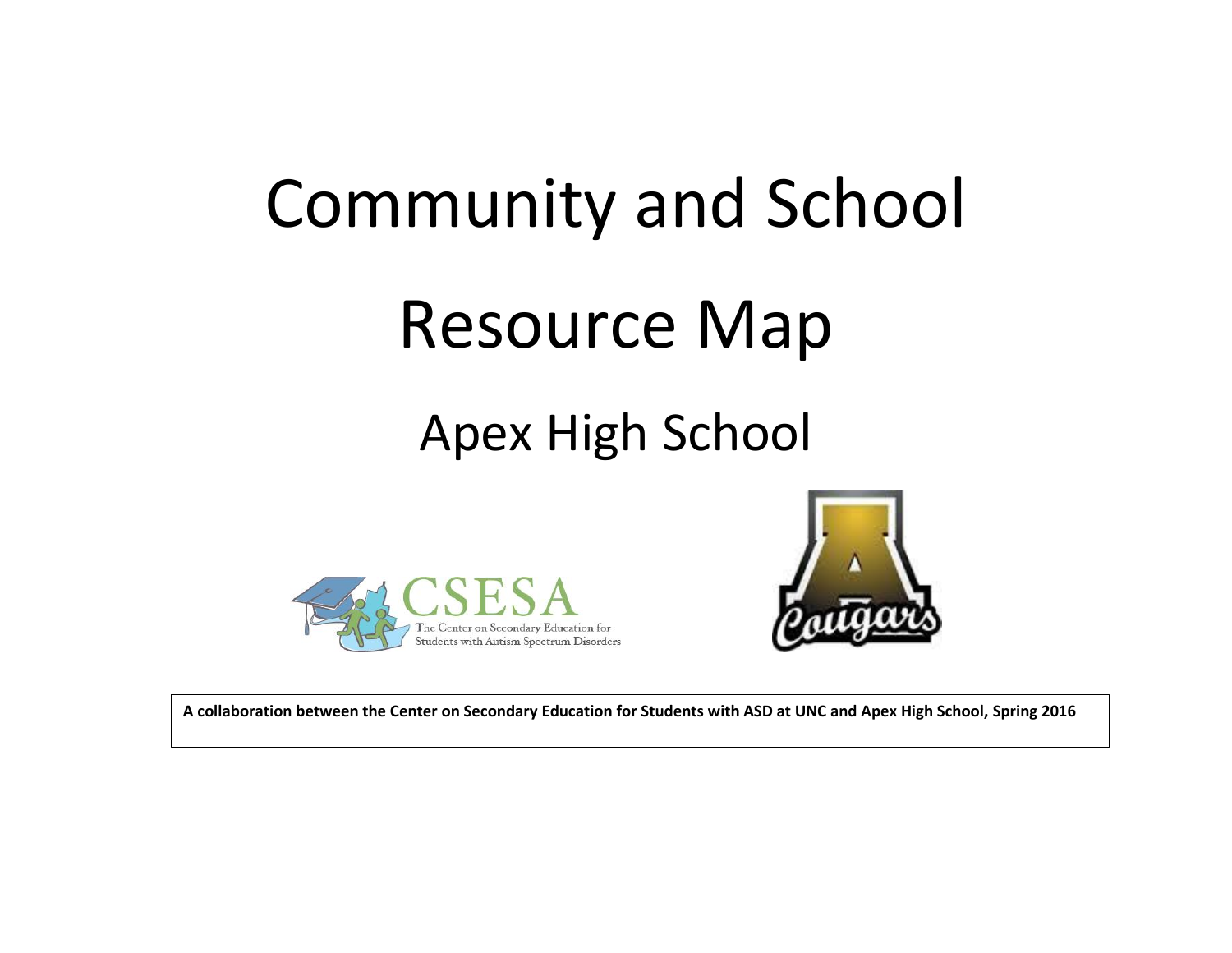# Community and School Resource Map

## Apex High School

A collaboration between the Center on Secondary Education for Students with ASD at UNC and Apex High School, Spring 2016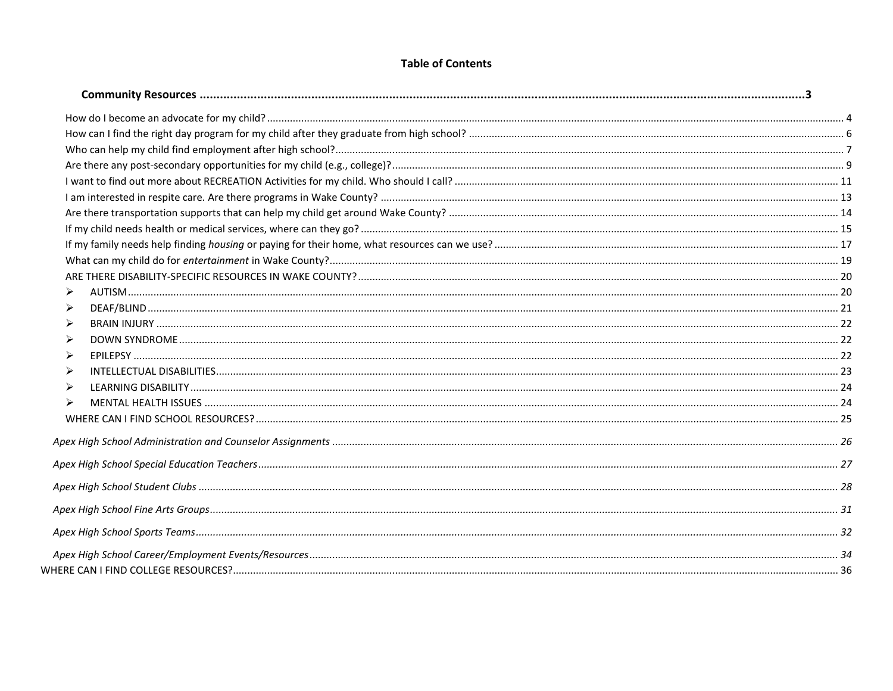# Table of Contents

**Community Resources ....................................................................................................................................................3**

How do I become an advocate for my child? ........................................................................................................ 4

How can I find the right day program for my child after they graduate from high school? ........................................ 6

Who can help my child find employment after high school? ................................................................................ 7

Are there any post-secondary opportunities for my child (e.g., college)? ................................................................ 9

I want to find out more about RECREATION Activities for my child. Who should I call? .......................................... 11

I am interested in respite care. Are there programs in Wake County? .................................................................. 13

Are there transportation supports that can help my child get around Wake County? ............................................. 14

If my child needs health or medical services, where can they go? ....................................................................... 15

If my family needs help finding *housing* or paying for their home, what resources can we use? ............................ 17

What can my child do for *entertainment* in Wake County? ................................................................................. 19

ARE THERE DISABILITY-SPECIFIC RESOURCES IN WAKE COUNTY? ................................................................. 20

- AUTISM .................................................................................................................................. 20
- DEAF/BLIND ............................................................................................................................ 21
- BRAIN INJURY ......................................................................................................................... 22
- DOWN SYNDROME .................................................................................................................. 22
- EPILEPSY ................................................................................................................................ 22
- INTELLECTUAL DISABILITIES ................................................................................................... 23
- LEARNING DISABILITY ............................................................................................................ 24
- MENTAL HEALTH ISSUES ......................................................................................................... 24

WHERE CAN I FIND SCHOOL RESOURCES? ........................................................................................................ 25

*Apex High School Administration and Counselor Assignments ........................................................................... 26*

*Apex High School Special Education Teachers ..................................................................................................... 27*

*Apex High School Student Clubs .......................................................................................................................... 28*

*Apex High School Fine Arts Groups ....................................................................................................................... 31*

*Apex High School Sports Teams ............................................................................................................................ 32*

*Apex High School Career/Employment Events/Resources ..................................................................................... 34*

WHERE CAN I FIND COLLEGE RESOURCES? ........................................................................................................... 36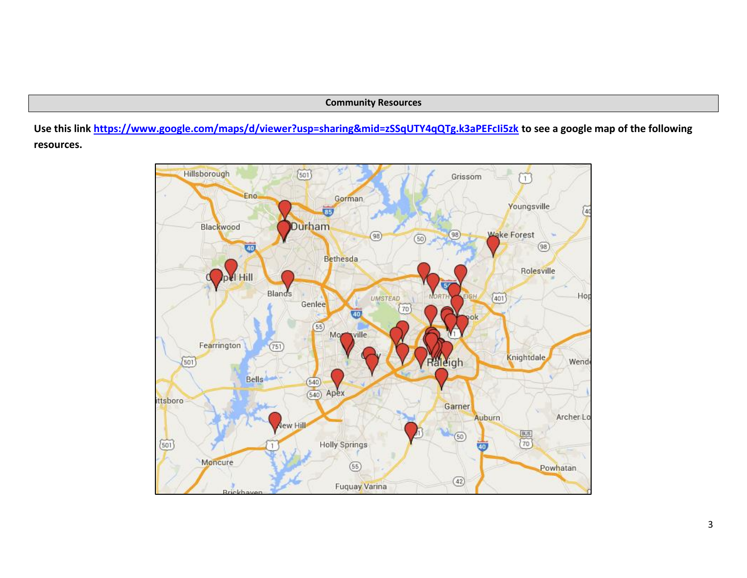**Community Resources**

**Use this link https://www.google.com/maps/d/viewer?usp=sharing&mid=zSSqUTY4qQTg.k3aPEFcIi5zk to see a google map of the following resources.**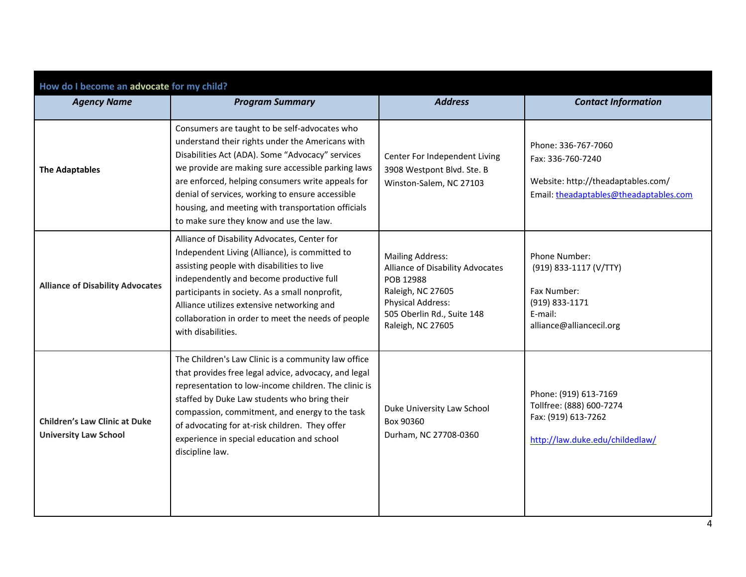## How do I become an advocate for my child?

| *Agency Name* | *Program Summary* | *Address* | *Contact Information* |
|---|---|---|---|
| **The Adaptables** | Consumers are taught to be self-advocates who understand their rights under the Americans with Disabilities Act (ADA). Some "Advocacy" services we provide are making sure accessible parking laws are enforced, helping consumers write appeals for denial of services, working to ensure accessible housing, and meeting with transportation officials to make sure they know and use the law. | Center For Independent Living<br>3908 Westpont Blvd. Ste. B<br>Winston-Salem, NC 27103 | Phone: 336-767-7060<br>Fax: 336-760-7240<br><br>Website: http://theadaptables.com/<br>Email: theadaptables@theadaptables.com |
| **Alliance of Disability Advocates** | Alliance of Disability Advocates, Center for Independent Living (Alliance), is committed to assisting people with disabilities to live independently and become productive full participants in society. As a small nonprofit, Alliance utilizes extensive networking and collaboration in order to meet the needs of people with disabilities. | Mailing Address:<br>Alliance of Disability Advocates<br>POB 12988<br>Raleigh, NC 27605<br>Physical Address:<br>505 Oberlin Rd., Suite 148<br>Raleigh, NC 27605 | Phone Number:<br>(919) 833-1117 (V/TTY)<br><br>Fax Number:<br>(919) 833-1171<br>E-mail:<br>alliance@alliancecil.org |
| **Children's Law Clinic at Duke University Law School** | The Children's Law Clinic is a community law office that provides free legal advice, advocacy, and legal representation to low-income children. The clinic is staffed by Duke Law students who bring their compassion, commitment, and energy to the task of advocating for at-risk children. They offer experience in special education and school discipline law. | Duke University Law School<br>Box 90360<br>Durham, NC 27708-0360 | Phone: (919) 613-7169<br>Tollfree: (888) 600-7274<br>Fax: (919) 613-7262<br><br>http://law.duke.edu/childedlaw/ |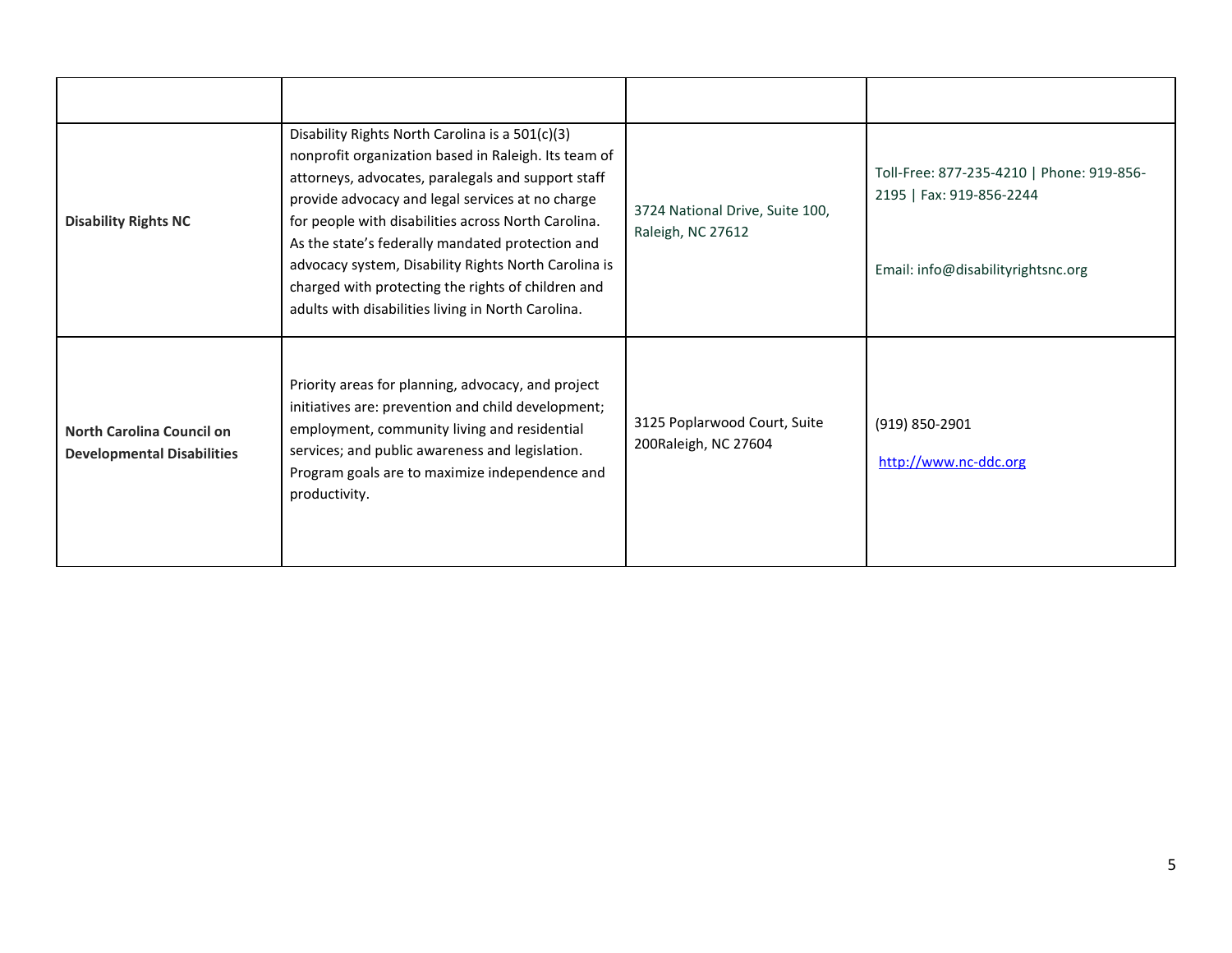| | | | |
|---|---|---|---|
| **Disability Rights NC** | Disability Rights North Carolina is a 501(c)(3) nonprofit organization based in Raleigh. Its team of attorneys, advocates, paralegals and support staff provide advocacy and legal services at no charge for people with disabilities across North Carolina. As the state's federally mandated protection and advocacy system, Disability Rights North Carolina is charged with protecting the rights of children and adults with disabilities living in North Carolina. | 3724 National Drive, Suite 100, Raleigh, NC 27612 | Toll-Free: 877-235-4210 \| Phone: 919-856-2195 \| Fax: 919-856-2244<br><br>Email: info@disabilityrightsnc.org |
| **North Carolina Council on Developmental Disabilities** | Priority areas for planning, advocacy, and project initiatives are: prevention and child development; employment, community living and residential services; and public awareness and legislation. Program goals are to maximize independence and productivity. | 3125 Poplarwood Court, Suite 200Raleigh, NC 27604 | (919) 850-2901<br><br>[http://www.nc-ddc.org](http://www.nc-ddc.org) |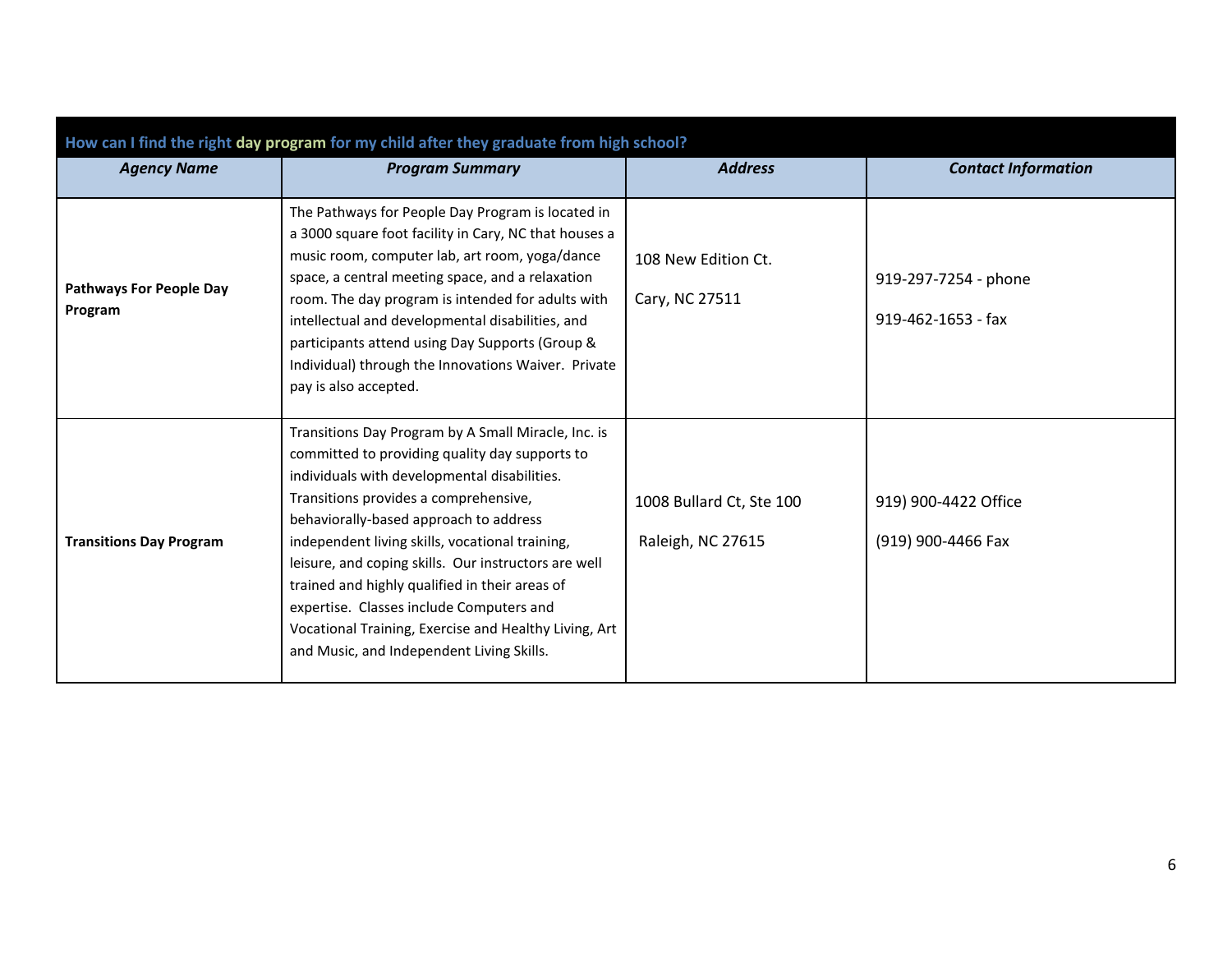| How can I find the right day program for my child after they graduate from high school? | | | |
|---|---|---|---|
| ***Agency Name*** | ***Program Summary*** | ***Address*** | ***Contact Information*** |
| **Pathways For People Day Program** | The Pathways for People Day Program is located in a 3000 square foot facility in Cary, NC that houses a music room, computer lab, art room, yoga/dance space, a central meeting space, and a relaxation room. The day program is intended for adults with intellectual and developmental disabilities, and participants attend using Day Supports (Group & Individual) through the Innovations Waiver. Private pay is also accepted. | 108 New Edition Ct.<br><br>Cary, NC 27511 | 919-297-7254 - phone<br><br>919-462-1653 - fax |
| **Transitions Day Program** | Transitions Day Program by A Small Miracle, Inc. is committed to providing quality day supports to individuals with developmental disabilities. Transitions provides a comprehensive, behaviorally-based approach to address independent living skills, vocational training, leisure, and coping skills. Our instructors are well trained and highly qualified in their areas of expertise. Classes include Computers and Vocational Training, Exercise and Healthy Living, Art and Music, and Independent Living Skills. | 1008 Bullard Ct, Ste 100<br><br>Raleigh, NC 27615 | 919) 900-4422 Office<br><br>(919) 900-4466 Fax |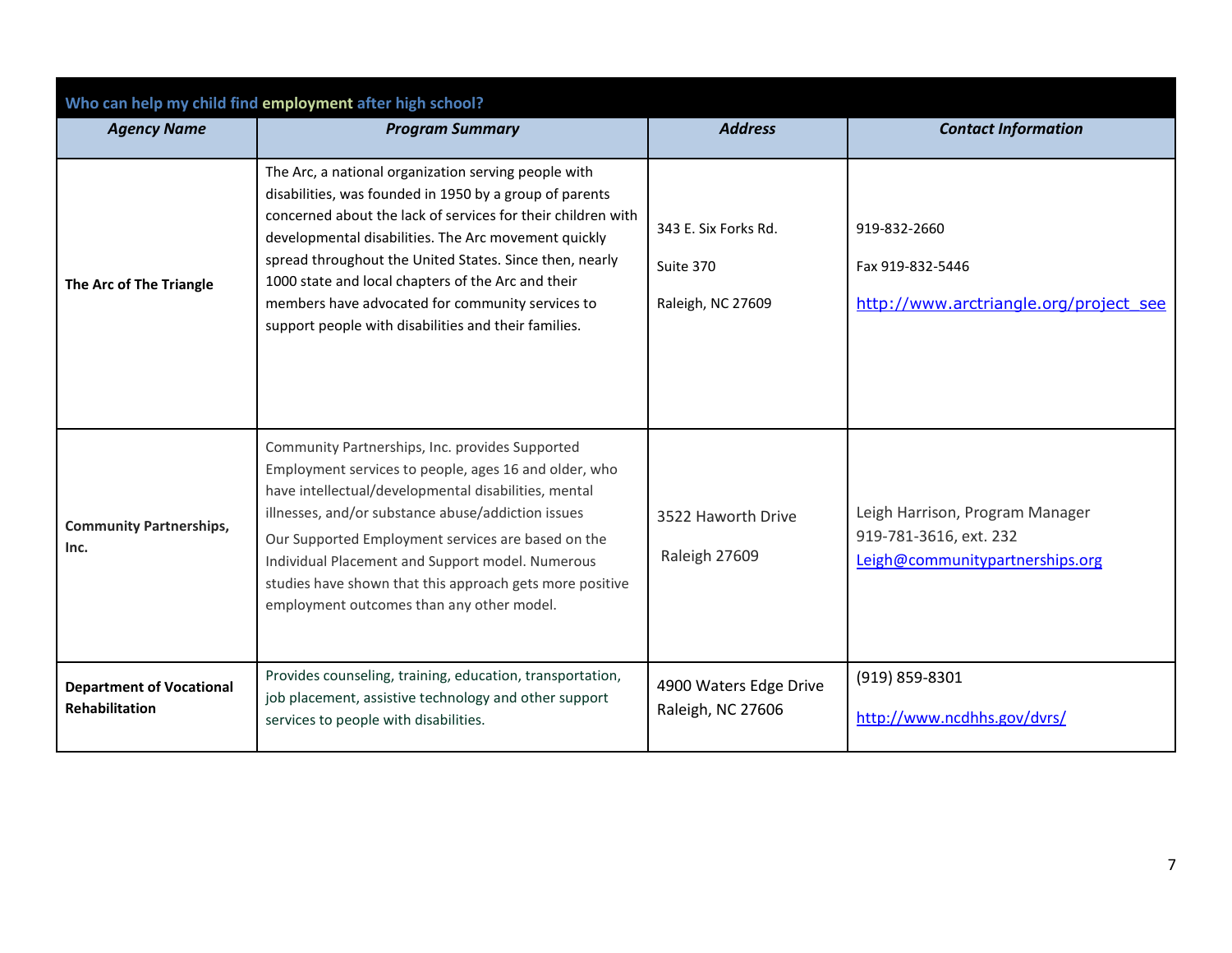| Who can help my child find employment after high school? | | | |
|---|---|---|---|
| ***Agency Name*** | ***Program Summary*** | ***Address*** | ***Contact Information*** |
| **The Arc of The Triangle** | The Arc, a national organization serving people with disabilities, was founded in 1950 by a group of parents concerned about the lack of services for their children with developmental disabilities. The Arc movement quickly spread throughout the United States. Since then, nearly 1000 state and local chapters of the Arc and their members have advocated for community services to support people with disabilities and their families. | 343 E. Six Forks Rd.<br><br>Suite 370<br><br>Raleigh, NC 27609 | 919-832-2660<br><br>Fax 919-832-5446<br><br>http://www.arctriangle.org/project_see |
| **Community Partnerships, Inc.** | Community Partnerships, Inc. provides Supported Employment services to people, ages 16 and older, who have intellectual/developmental disabilities, mental illnesses, and/or substance abuse/addiction issues<br><br>Our Supported Employment services are based on the Individual Placement and Support model. Numerous studies have shown that this approach gets more positive employment outcomes than any other model. | 3522 Haworth Drive<br><br>Raleigh 27609 | Leigh Harrison, Program Manager<br>919-781-3616, ext. 232<br>Leigh@communitypartnerships.org |
| **Department of Vocational Rehabilitation** | Provides counseling, training, education, transportation, job placement, assistive technology and other support services to people with disabilities. | 4900 Waters Edge Drive<br>Raleigh, NC 27606 | (919) 859-8301<br><br>http://www.ncdhhs.gov/dvrs/ |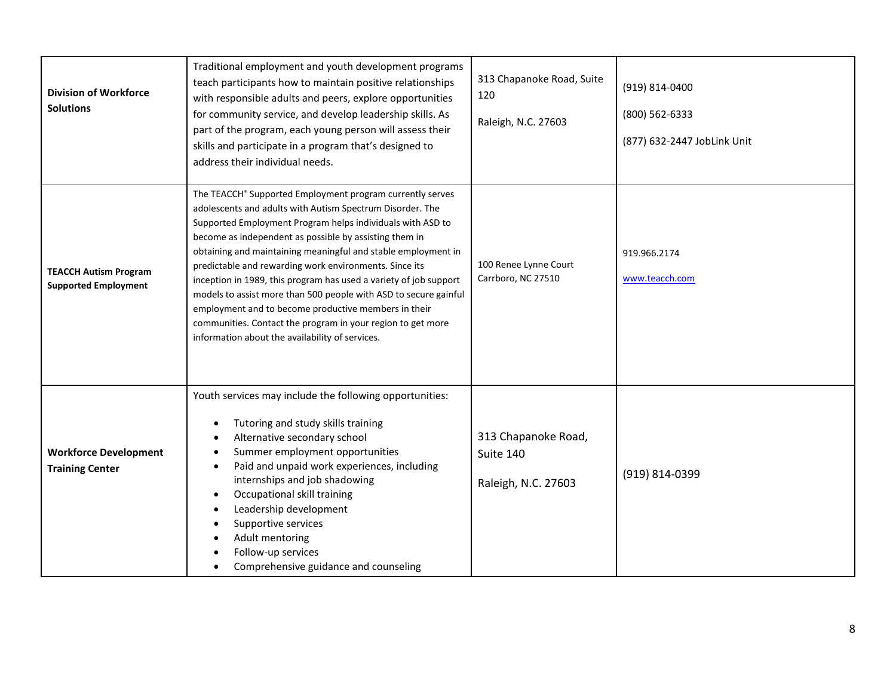| | | | |
|---|---|---|---|
| **Division of Workforce Solutions** | Traditional employment and youth development programs teach participants how to maintain positive relationships with responsible adults and peers, explore opportunities for community service, and develop leadership skills. As part of the program, each young person will assess their skills and participate in a program that's designed to address their individual needs. | 313 Chapanoke Road, Suite 120<br><br>Raleigh, N.C. 27603 | (919) 814-0400<br><br>(800) 562-6333<br><br>(877) 632-2447 JobLink Unit |
| **TEACCH Autism Program Supported Employment** | The TEACCH® Supported Employment program currently serves adolescents and adults with Autism Spectrum Disorder. The Supported Employment Program helps individuals with ASD to become as independent as possible by assisting them in obtaining and maintaining meaningful and stable employment in predictable and rewarding work environments. Since its inception in 1989, this program has used a variety of job support models to assist more than 500 people with ASD to secure gainful employment and to become productive members in their communities. Contact the program in your region to get more information about the availability of services. | 100 Renee Lynne Court<br>Carrboro, NC 27510 | 919.966.2174<br><br>www.teacch.com |
| **Workforce Development Training Center** | Youth services may include the following opportunities:<br><br>• Tutoring and study skills training<br>• Alternative secondary school<br>• Summer employment opportunities<br>• Paid and unpaid work experiences, including internships and job shadowing<br>• Occupational skill training<br>• Leadership development<br>• Supportive services<br>• Adult mentoring<br>• Follow-up services<br>• Comprehensive guidance and counseling | 313 Chapanoke Road, Suite 140<br><br>Raleigh, N.C. 27603 | (919) 814-0399 |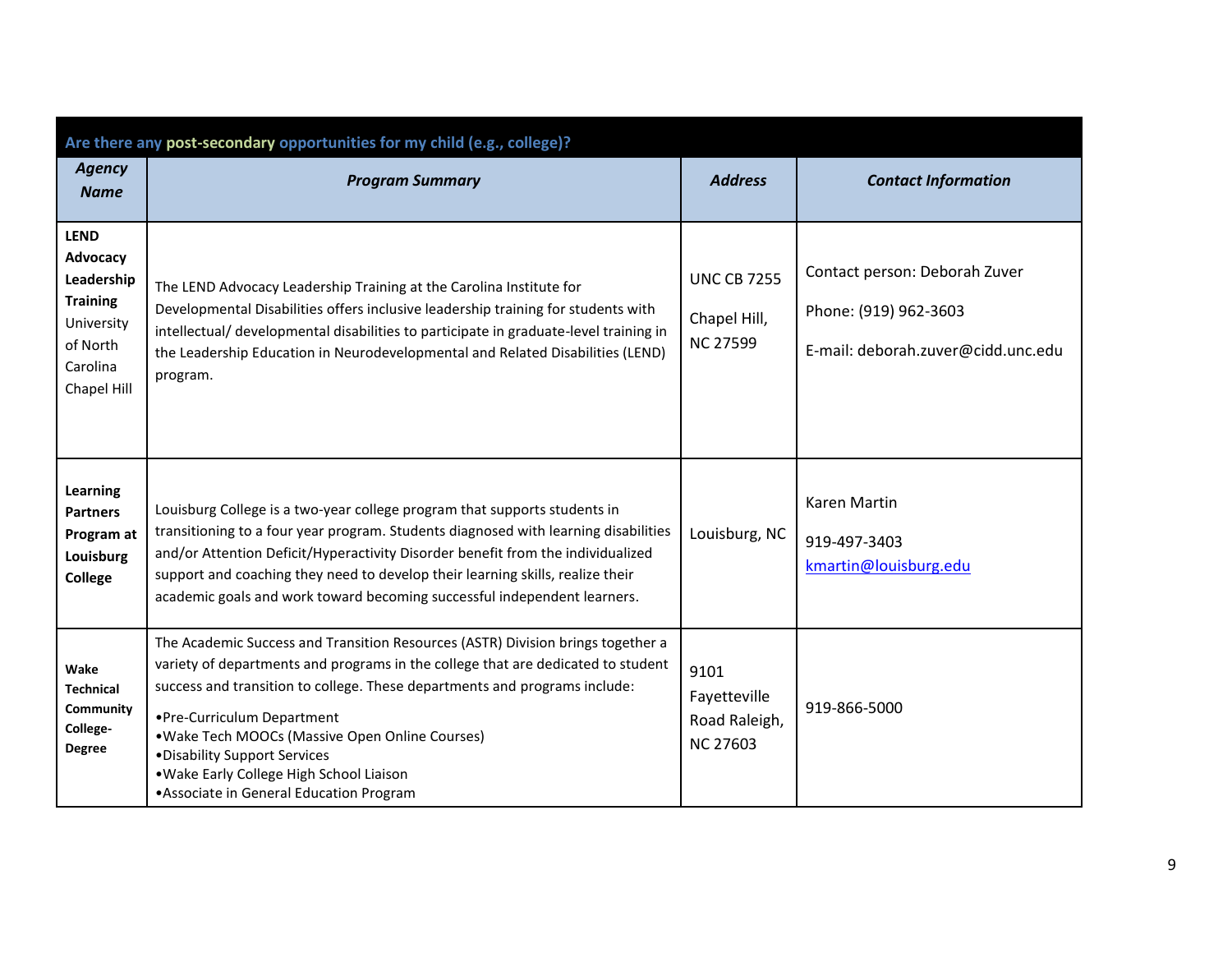| Are there any post-secondary opportunities for my child (e.g., college)? | | | |
|---|---|---|---|
| ***Agency Name*** | ***Program Summary*** | ***Address*** | ***Contact Information*** |
| **LEND Advocacy Leadership Training** University of North Carolina Chapel Hill | The LEND Advocacy Leadership Training at the Carolina Institute for Developmental Disabilities offers inclusive leadership training for students with intellectual/ developmental disabilities to participate in graduate-level training in the Leadership Education in Neurodevelopmental and Related Disabilities (LEND) program. | UNC CB 7255<br><br>Chapel Hill, NC 27599 | Contact person: Deborah Zuver<br><br>Phone: (919) 962-3603<br><br>E-mail: deborah.zuver@cidd.unc.edu |
| **Learning Partners Program at Louisburg College** | Louisburg College is a two-year college program that supports students in transitioning to a four year program. Students diagnosed with learning disabilities and/or Attention Deficit/Hyperactivity Disorder benefit from the individualized support and coaching they need to develop their learning skills, realize their academic goals and work toward becoming successful independent learners. | Louisburg, NC | Karen Martin<br><br>919-497-3403<br>kmartin@louisburg.edu |
| **Wake Technical Community College-Degree** | The Academic Success and Transition Resources (ASTR) Division brings together a variety of departments and programs in the college that are dedicated to student success and transition to college. These departments and programs include:<br>•Pre-Curriculum Department<br>•Wake Tech MOOCs (Massive Open Online Courses)<br>•Disability Support Services<br>•Wake Early College High School Liaison<br>•Associate in General Education Program | 9101 Fayetteville Road Raleigh, NC 27603 | 919-866-5000 |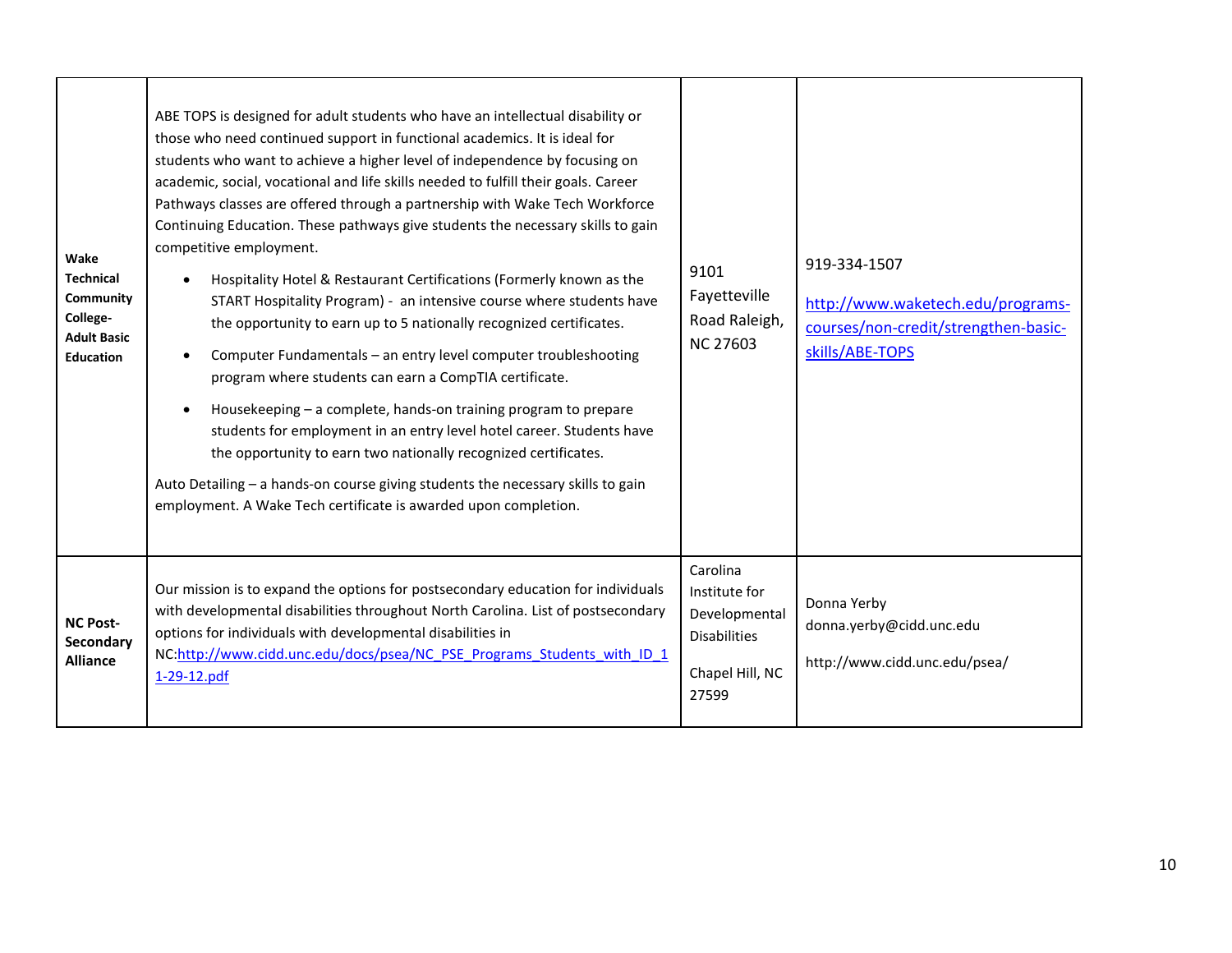| | | | |
|---|---|---|---|
| **Wake Technical Community College-Adult Basic Education** | ABE TOPS is designed for adult students who have an intellectual disability or those who need continued support in functional academics. It is ideal for students who want to achieve a higher level of independence by focusing on academic, social, vocational and life skills needed to fulfill their goals. Career Pathways classes are offered through a partnership with Wake Tech Workforce Continuing Education. These pathways give students the necessary skills to gain competitive employment.<br>• Hospitality Hotel & Restaurant Certifications (Formerly known as the START Hospitality Program) - an intensive course where students have the opportunity to earn up to 5 nationally recognized certificates.<br>• Computer Fundamentals – an entry level computer troubleshooting program where students can earn a CompTIA certificate.<br>• Housekeeping – a complete, hands-on training program to prepare students for employment in an entry level hotel career. Students have the opportunity to earn two nationally recognized certificates.<br>Auto Detailing – a hands-on course giving students the necessary skills to gain employment. A Wake Tech certificate is awarded upon completion. | 9101 Fayetteville Road Raleigh, NC 27603 | 919-334-1507<br>[http://www.waketech.edu/programs-courses/non-credit/strengthen-basic-skills/ABE-TOPS](http://www.waketech.edu/programs-courses/non-credit/strengthen-basic-skills/ABE-TOPS) |
| **NC Post-Secondary Alliance** | Our mission is to expand the options for postsecondary education for individuals with developmental disabilities throughout North Carolina. List of postsecondary options for individuals with developmental disabilities in NC:[http://www.cidd.unc.edu/docs/psea/NC_PSE_Programs_Students_with_ID_11-29-12.pdf](http://www.cidd.unc.edu/docs/psea/NC_PSE_Programs_Students_with_ID_11-29-12.pdf) | Carolina Institute for Developmental Disabilities<br>Chapel Hill, NC 27599 | Donna Yerby<br>donna.yerby@cidd.unc.edu<br>http://www.cidd.unc.edu/psea/ |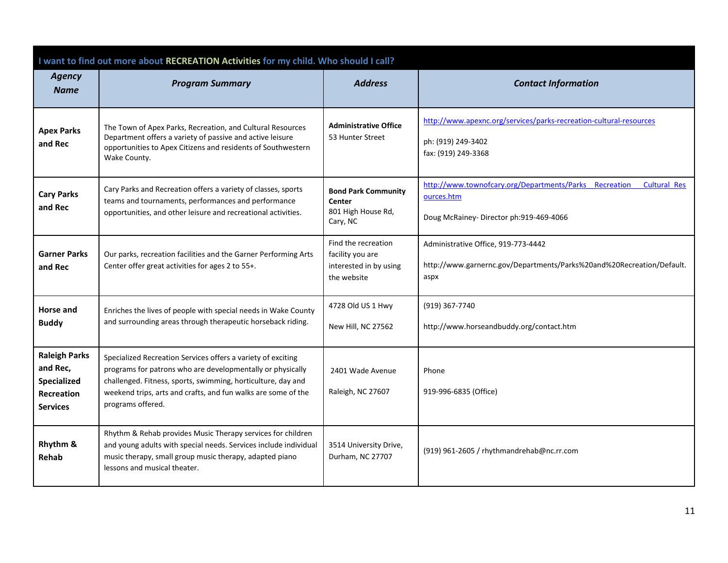| I want to find out more about RECREATION Activities for my child. Who should I call? | | | |
|---|---|---|---|
| ***Agency Name*** | ***Program Summary*** | ***Address*** | ***Contact Information*** |
| **Apex Parks and Rec** | The Town of Apex Parks, Recreation, and Cultural Resources Department offers a variety of passive and active leisure opportunities to Apex Citizens and residents of Southwestern Wake County. | **Administrative Office** 53 Hunter Street | http://www.apexnc.org/services/parks-recreation-cultural-resources<br><br>ph: (919) 249-3402<br>fax: (919) 249-3368 |
| **Cary Parks and Rec** | Cary Parks and Recreation offers a variety of classes, sports teams and tournaments, performances and performance opportunities, and other leisure and recreational activities. | **Bond Park Community Center** 801 High House Rd, Cary, NC | http://www.townofcary.org/Departments/Parks Recreation Cultural Resources.htm<br><br>Doug McRainey- Director ph:919-469-4066 |
| **Garner Parks and Rec** | Our parks, recreation facilities and the Garner Performing Arts Center offer great activities for ages 2 to 55+. | Find the recreation facility you are interested in by using the website | Administrative Office, 919-773-4442<br><br>http://www.garnernc.gov/Departments/Parks%20and%20Recreation/Default.aspx |
| **Horse and Buddy** | Enriches the lives of people with special needs in Wake County and surrounding areas through therapeutic horseback riding. | 4728 Old US 1 Hwy<br><br>New Hill, NC 27562 | (919) 367-7740<br><br>http://www.horseandbuddy.org/contact.htm |
| **Raleigh Parks and Rec, Specialized Recreation Services** | Specialized Recreation Services offers a variety of exciting programs for patrons who are developmentally or physically challenged. Fitness, sports, swimming, horticulture, day and weekend trips, arts and crafts, and fun walks are some of the programs offered. | 2401 Wade Avenue<br><br>Raleigh, NC 27607 | Phone<br><br>919-996-6835 (Office) |
| **Rhythm & Rehab** | Rhythm & Rehab provides Music Therapy services for children and young adults with special needs. Services include individual music therapy, small group music therapy, adapted piano lessons and musical theater. | 3514 University Drive, Durham, NC 27707 | (919) 961-2605 / rhythmandrehab@nc.rr.com |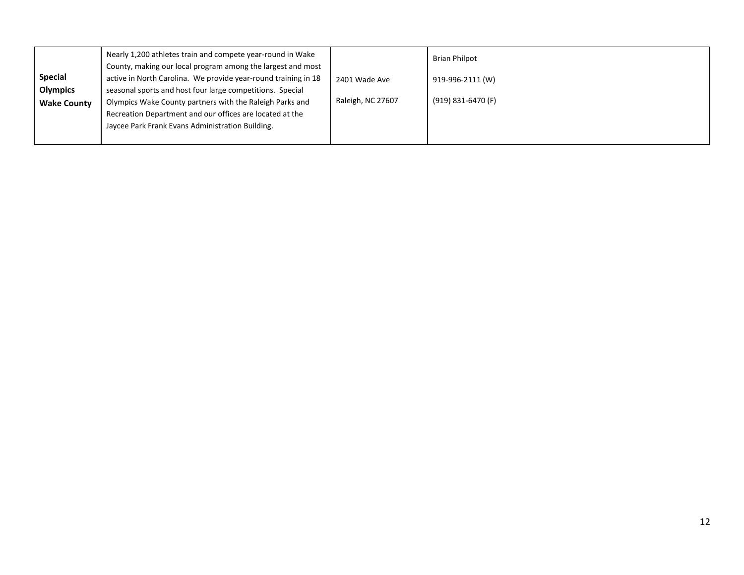| | | | |
|---|---|---|---|
| **Special Olympics Wake County** | Nearly 1,200 athletes train and compete year-round in Wake County, making our local program among the largest and most active in North Carolina. We provide year-round training in 18 seasonal sports and host four large competitions. Special Olympics Wake County partners with the Raleigh Parks and Recreation Department and our offices are located at the Jaycee Park Frank Evans Administration Building. | 2401 Wade Ave<br>Raleigh, NC 27607 | Brian Philpot<br>919-996-2111 (W)<br>(919) 831-6470 (F) |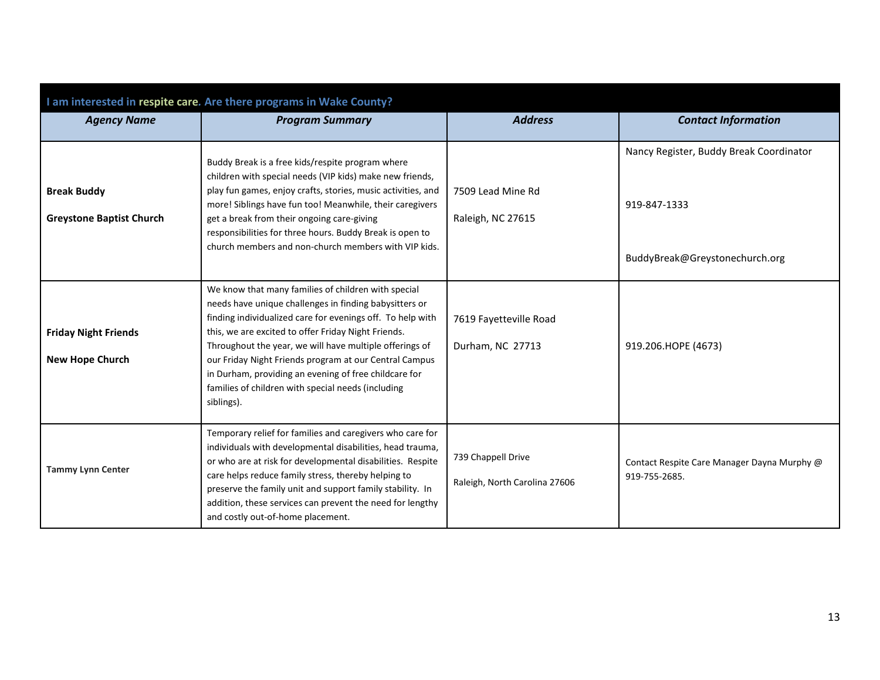| I am interested in respite care. Are there programs in Wake County? | | | |
|---|---|---|---|
| ***Agency Name*** | ***Program Summary*** | ***Address*** | ***Contact Information*** |
| **Break Buddy**<br><br>**Greystone Baptist Church** | Buddy Break is a free kids/respite program where children with special needs (VIP kids) make new friends, play fun games, enjoy crafts, stories, music activities, and more! Siblings have fun too! Meanwhile, their caregivers get a break from their ongoing care-giving responsibilities for three hours. Buddy Break is open to church members and non-church members with VIP kids. | 7509 Lead Mine Rd<br><br>Raleigh, NC 27615 | Nancy Register, Buddy Break Coordinator<br><br>919-847-1333<br><br>BuddyBreak@Greystonechurch.org |
| **Friday Night Friends**<br><br>**New Hope Church** | We know that many families of children with special needs have unique challenges in finding babysitters or finding individualized care for evenings off. To help with this, we are excited to offer Friday Night Friends. Throughout the year, we will have multiple offerings of our Friday Night Friends program at our Central Campus in Durham, providing an evening of free childcare for families of children with special needs (including siblings). | 7619 Fayetteville Road<br><br>Durham, NC 27713 | 919.206.HOPE (4673) |
| **Tammy Lynn Center** | Temporary relief for families and caregivers who care for individuals with developmental disabilities, head trauma, or who are at risk for developmental disabilities. Respite care helps reduce family stress, thereby helping to preserve the family unit and support family stability. In addition, these services can prevent the need for lengthy and costly out-of-home placement. | 739 Chappell Drive<br><br>Raleigh, North Carolina 27606 | Contact Respite Care Manager Dayna Murphy @ 919-755-2685. |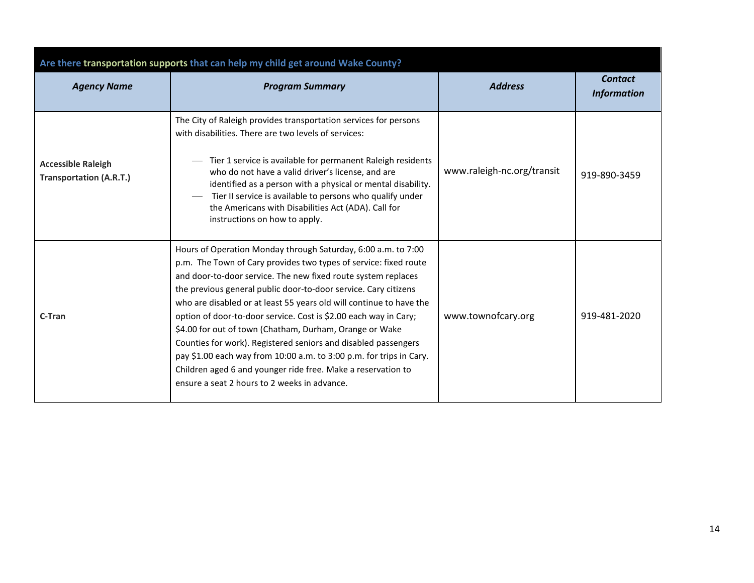| Are there transportation supports that can help my child get around Wake County? | | | |
|---|---|---|---|
| ***Agency Name*** | ***Program Summary*** | ***Address*** | ***Contact Information*** |
| **Accessible Raleigh Transportation (A.R.T.)** | The City of Raleigh provides transportation services for persons with disabilities. There are two levels of services: <br> — Tier 1 service is available for permanent Raleigh residents who do not have a valid driver's license, and are identified as a person with a physical or mental disability. <br> — Tier II service is available to persons who qualify under the Americans with Disabilities Act (ADA). Call for instructions on how to apply. | www.raleigh-nc.org/transit | 919-890-3459 |
| **C-Tran** | Hours of Operation Monday through Saturday, 6:00 a.m. to 7:00 p.m. The Town of Cary provides two types of service: fixed route and door-to-door service. The new fixed route system replaces the previous general public door-to-door service. Cary citizens who are disabled or at least 55 years old will continue to have the option of door-to-door service. Cost is $2.00 each way in Cary; $4.00 for out of town (Chatham, Durham, Orange or Wake Counties for work). Registered seniors and disabled passengers pay $1.00 each way from 10:00 a.m. to 3:00 p.m. for trips in Cary. Children aged 6 and younger ride free. Make a reservation to ensure a seat 2 hours to 2 weeks in advance. | www.townofcary.org | 919-481-2020 |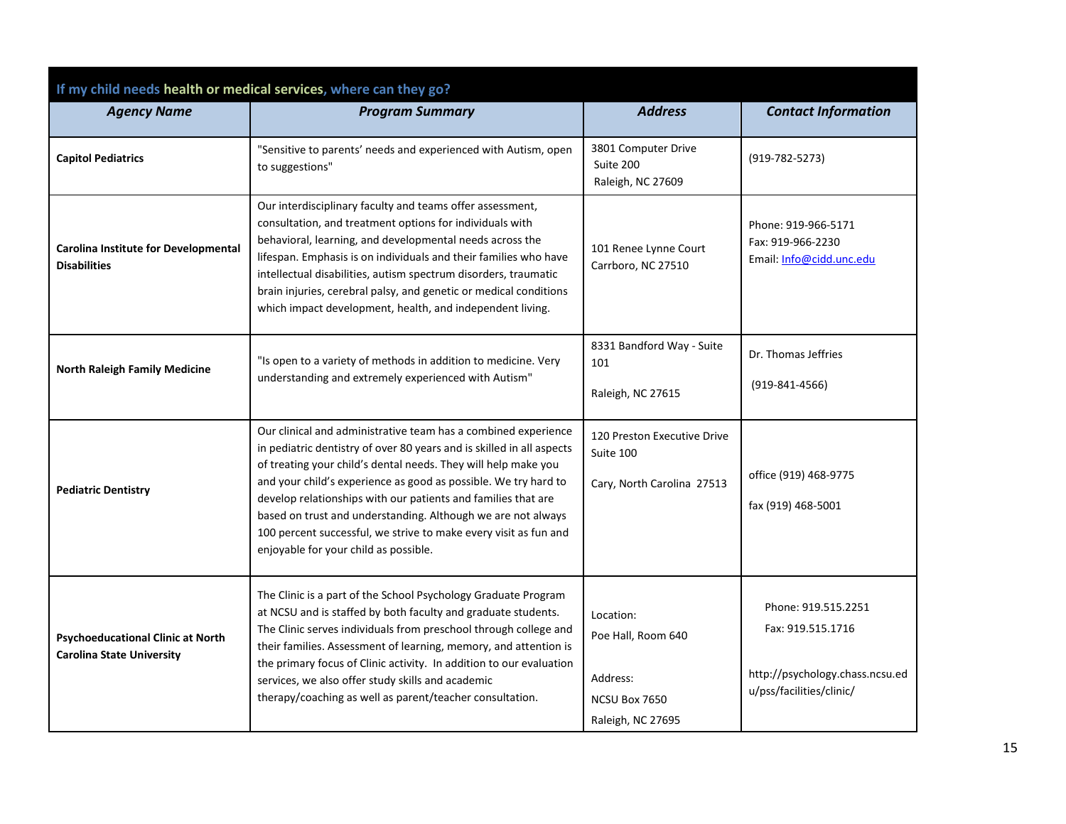## If my child needs health or medical services, where can they go?

| *Agency Name* | *Program Summary* | *Address* | *Contact Information* |
|---|---|---|---|
| **Capitol Pediatrics** | "Sensitive to parents' needs and experienced with Autism, open to suggestions" | 3801 Computer Drive Suite 200 Raleigh, NC 27609 | (919-782-5273) |
| **Carolina Institute for Developmental Disabilities** | Our interdisciplinary faculty and teams offer assessment, consultation, and treatment options for individuals with behavioral, learning, and developmental needs across the lifespan. Emphasis is on individuals and their families who have intellectual disabilities, autism spectrum disorders, traumatic brain injuries, cerebral palsy, and genetic or medical conditions which impact development, health, and independent living. | 101 Renee Lynne Court Carrboro, NC 27510 | Phone: 919-966-5171 Fax: 919-966-2230 Email: Info@cidd.unc.edu |
| **North Raleigh Family Medicine** | "Is open to a variety of methods in addition to medicine. Very understanding and extremely experienced with Autism" | 8331 Bandford Way - Suite 101 Raleigh, NC 27615 | Dr. Thomas Jeffries (919-841-4566) |
| **Pediatric Dentistry** | Our clinical and administrative team has a combined experience in pediatric dentistry of over 80 years and is skilled in all aspects of treating your child's dental needs. They will help make you and your child's experience as good as possible. We try hard to develop relationships with our patients and families that are based on trust and understanding. Although we are not always 100 percent successful, we strive to make every visit as fun and enjoyable for your child as possible. | 120 Preston Executive Drive Suite 100 Cary, North Carolina 27513 | office (919) 468-9775 fax (919) 468-5001 |
| **Psychoeducational Clinic at North Carolina State University** | The Clinic is a part of the School Psychology Graduate Program at NCSU and is staffed by both faculty and graduate students. The Clinic serves individuals from preschool through college and their families. Assessment of learning, memory, and attention is the primary focus of Clinic activity. In addition to our evaluation services, we also offer study skills and academic therapy/coaching as well as parent/teacher consultation. | Location: Poe Hall, Room 640 Address: NCSU Box 7650 Raleigh, NC 27695 | Phone: 919.515.2251 Fax: 919.515.1716 http://psychology.chass.ncsu.edu/pss/facilities/clinic/ |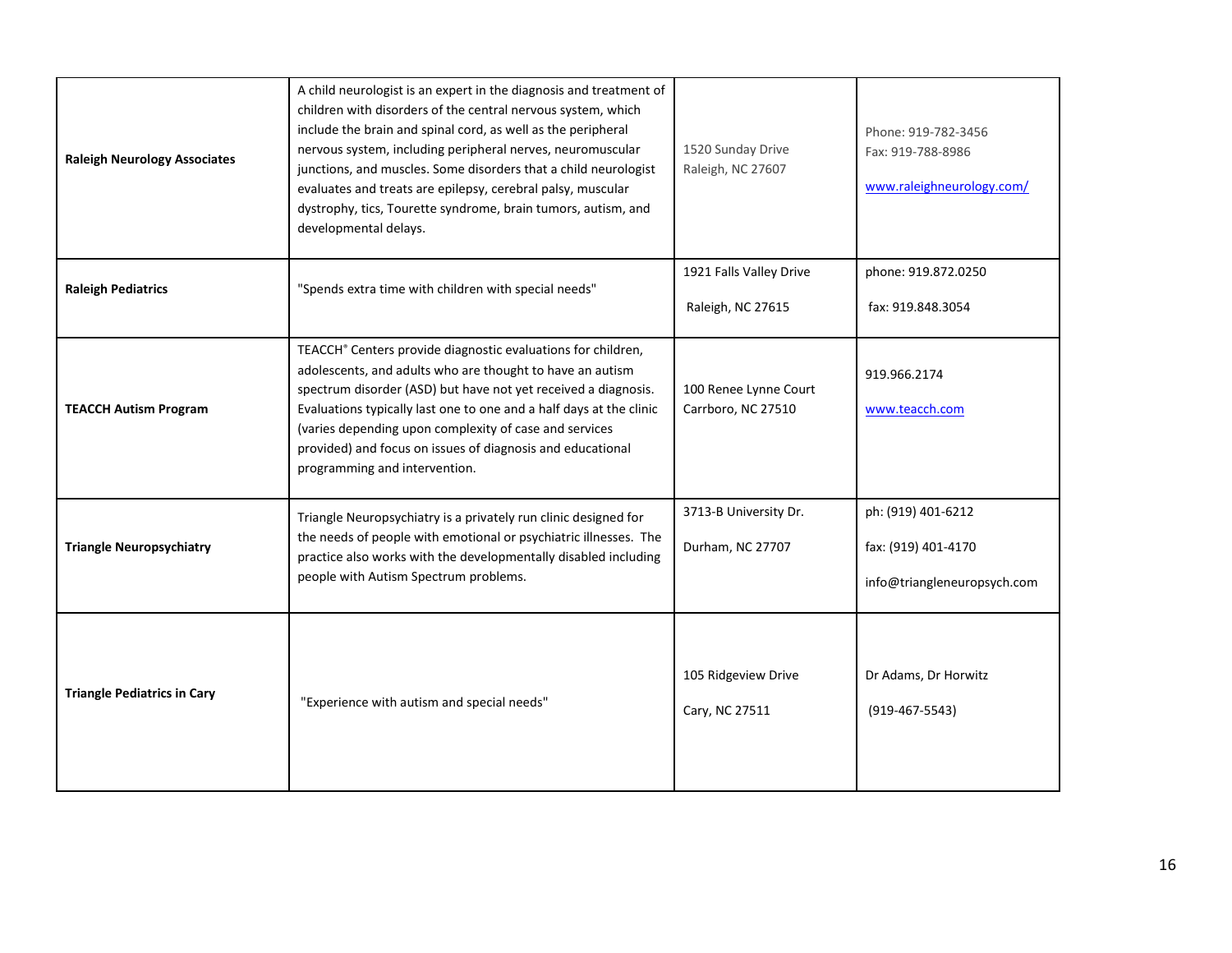| | | | |
|---|---|---|---|
| **Raleigh Neurology Associates** | A child neurologist is an expert in the diagnosis and treatment of children with disorders of the central nervous system, which include the brain and spinal cord, as well as the peripheral nervous system, including peripheral nerves, neuromuscular junctions, and muscles. Some disorders that a child neurologist evaluates and treats are epilepsy, cerebral palsy, muscular dystrophy, tics, Tourette syndrome, brain tumors, autism, and developmental delays. | 1520 Sunday Drive<br>Raleigh, NC 27607 | Phone: 919-782-3456<br>Fax: 919-788-8986<br><br>www.raleighneurology.com/ |
| **Raleigh Pediatrics** | "Spends extra time with children with special needs" | 1921 Falls Valley Drive<br><br>Raleigh, NC 27615 | phone: 919.872.0250<br><br>fax: 919.848.3054 |
| **TEACCH Autism Program** | TEACCH® Centers provide diagnostic evaluations for children, adolescents, and adults who are thought to have an autism spectrum disorder (ASD) but have not yet received a diagnosis. Evaluations typically last one to one and a half days at the clinic (varies depending upon complexity of case and services provided) and focus on issues of diagnosis and educational programming and intervention. | 100 Renee Lynne Court<br>Carrboro, NC 27510 | 919.966.2174<br><br>www.teacch.com |
| **Triangle Neuropsychiatry** | Triangle Neuropsychiatry is a privately run clinic designed for the needs of people with emotional or psychiatric illnesses. The practice also works with the developmentally disabled including people with Autism Spectrum problems. | 3713-B University Dr.<br><br>Durham, NC 27707 | ph: (919) 401-6212<br><br>fax: (919) 401-4170<br><br>info@triangleneuropsych.com |
| **Triangle Pediatrics in Cary** | "Experience with autism and special needs" | 105 Ridgeview Drive<br><br>Cary, NC 27511 | Dr Adams, Dr Horwitz<br><br>(919-467-5543) |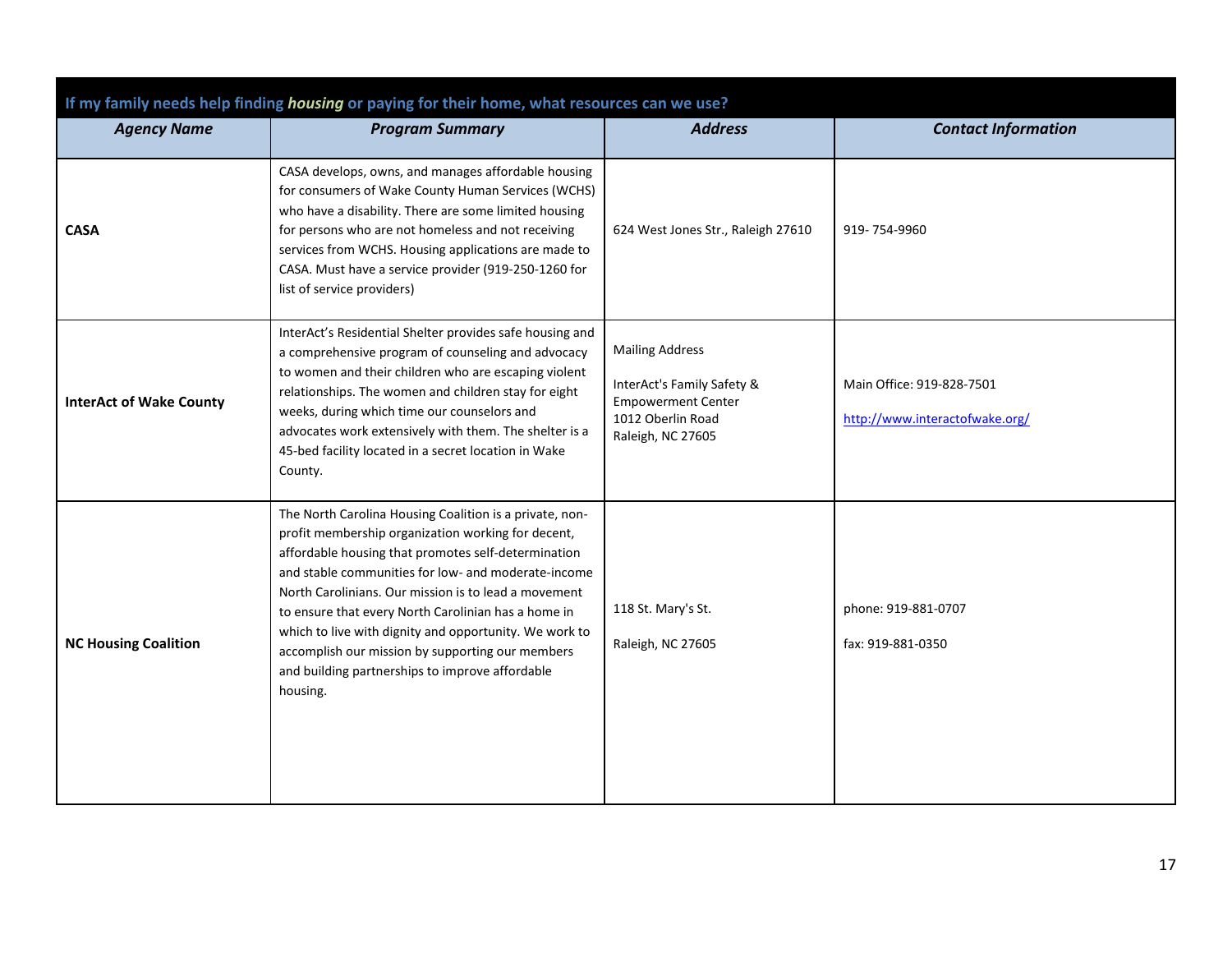| If my family needs help finding ***housing*** or paying for their home, what resources can we use? | | | |
|---|---|---|---|
| ***Agency Name*** | ***Program Summary*** | ***Address*** | ***Contact Information*** |
| **CASA** | CASA develops, owns, and manages affordable housing for consumers of Wake County Human Services (WCHS) who have a disability. There are some limited housing for persons who are not homeless and not receiving services from WCHS. Housing applications are made to CASA. Must have a service provider (919-250-1260 for list of service providers) | 624 West Jones Str., Raleigh 27610 | 919- 754-9960 |
| **InterAct of Wake County** | InterAct's Residential Shelter provides safe housing and a comprehensive program of counseling and advocacy to women and their children who are escaping violent relationships. The women and children stay for eight weeks, during which time our counselors and advocates work extensively with them. The shelter is a 45-bed facility located in a secret location in Wake County. | Mailing Address<br><br>InterAct's Family Safety & Empowerment Center<br>1012 Oberlin Road<br>Raleigh, NC 27605 | Main Office: 919-828-7501<br><br>http://www.interactofwake.org/ |
| **NC Housing Coalition** | The North Carolina Housing Coalition is a private, non-profit membership organization working for decent, affordable housing that promotes self-determination and stable communities for low- and moderate-income North Carolinians. Our mission is to lead a movement to ensure that every North Carolinian has a home in which to live with dignity and opportunity. We work to accomplish our mission by supporting our members and building partnerships to improve affordable housing. | 118 St. Mary's St.<br><br>Raleigh, NC 27605 | phone: 919-881-0707<br><br>fax: 919-881-0350 |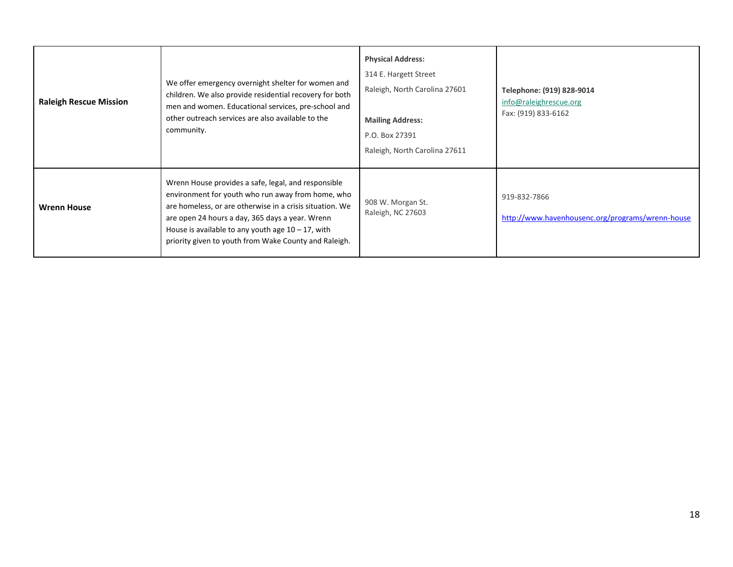| | | | |
|---|---|---|---|
| **Raleigh Rescue Mission** | We offer emergency overnight shelter for women and children. We also provide residential recovery for both men and women. Educational services, pre-school and other outreach services are also available to the community. | **Physical Address:**<br>314 E. Hargett Street<br>Raleigh, North Carolina 27601<br><br>**Mailing Address:**<br>P.O. Box 27391<br>Raleigh, North Carolina 27611 | **Telephone: (919) 828-9014**<br>info@raleighrescue.org<br>Fax: (919) 833-6162 |
| **Wrenn House** | Wrenn House provides a safe, legal, and responsible environment for youth who run away from home, who are homeless, or are otherwise in a crisis situation. We are open 24 hours a day, 365 days a year. Wrenn House is available to any youth age 10 – 17, with priority given to youth from Wake County and Raleigh. | 908 W. Morgan St.<br>Raleigh, NC 27603 | 919-832-7866<br><br>http://www.havenhousenc.org/programs/wrenn-house |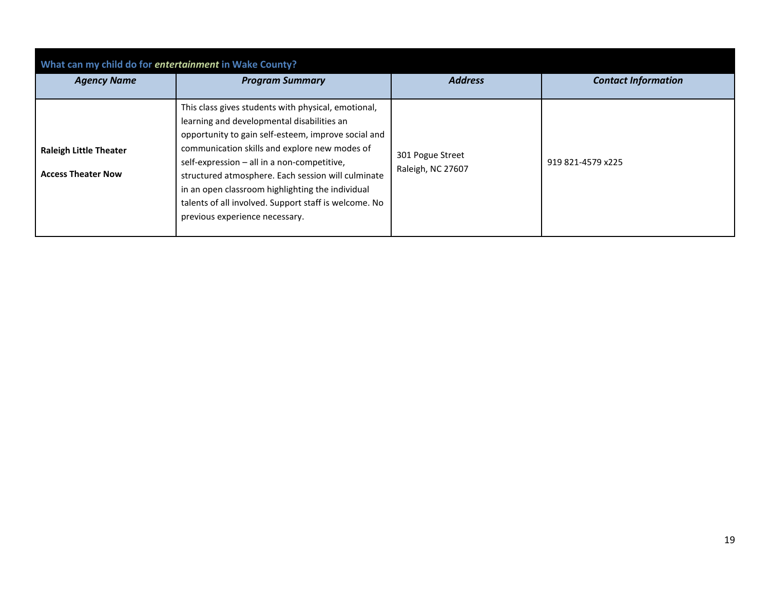| What can my child do for *entertainment* in Wake County? | | | |
|---|---|---|---|
| ***Agency Name*** | ***Program Summary*** | ***Address*** | ***Contact Information*** |
| **Raleigh Little Theater**<br><br>**Access Theater Now** | This class gives students with physical, emotional, learning and developmental disabilities an opportunity to gain self-esteem, improve social and communication skills and explore new modes of self-expression – all in a non-competitive, structured atmosphere. Each session will culminate in an open classroom highlighting the individual talents of all involved. Support staff is welcome. No previous experience necessary. | 301 Pogue Street<br>Raleigh, NC 27607 | 919 821-4579 x225 |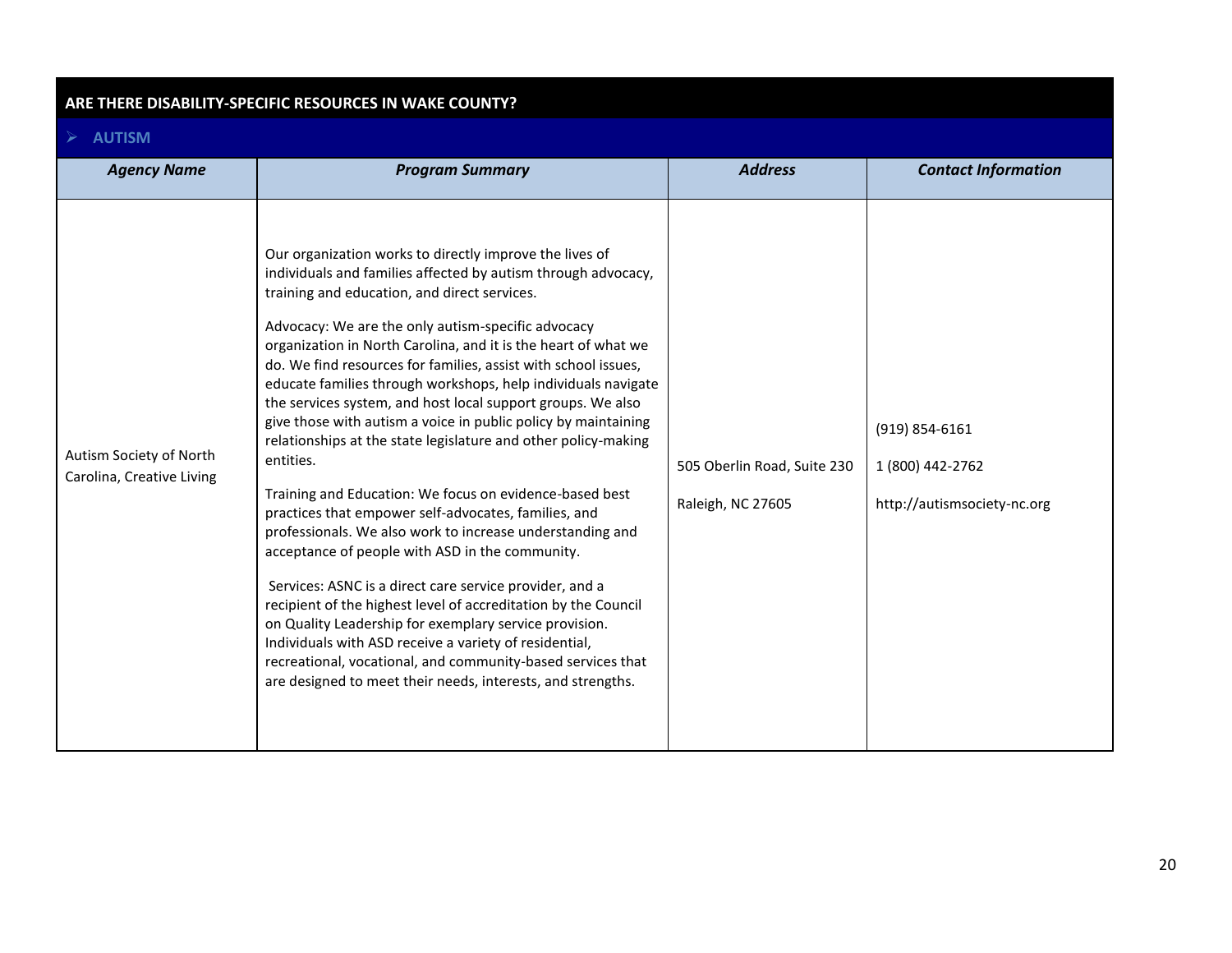## ARE THERE DISABILITY-SPECIFIC RESOURCES IN WAKE COUNTY?

### AUTISM

| Agency Name | Program Summary | Address | Contact Information |
|---|---|---|---|
| Autism Society of North Carolina, Creative Living | Our organization works to directly improve the lives of individuals and families affected by autism through advocacy, training and education, and direct services.<br><br>Advocacy: We are the only autism-specific advocacy organization in North Carolina, and it is the heart of what we do. We find resources for families, assist with school issues, educate families through workshops, help individuals navigate the services system, and host local support groups. We also give those with autism a voice in public policy by maintaining relationships at the state legislature and other policy-making entities.<br><br>Training and Education: We focus on evidence-based best practices that empower self-advocates, families, and professionals. We also work to increase understanding and acceptance of people with ASD in the community.<br><br>Services: ASNC is a direct care service provider, and a recipient of the highest level of accreditation by the Council on Quality Leadership for exemplary service provision. Individuals with ASD receive a variety of residential, recreational, vocational, and community-based services that are designed to meet their needs, interests, and strengths. | 505 Oberlin Road, Suite 230<br><br>Raleigh, NC 27605 | (919) 854-6161<br><br>1 (800) 442-2762<br><br>http://autismsociety-nc.org |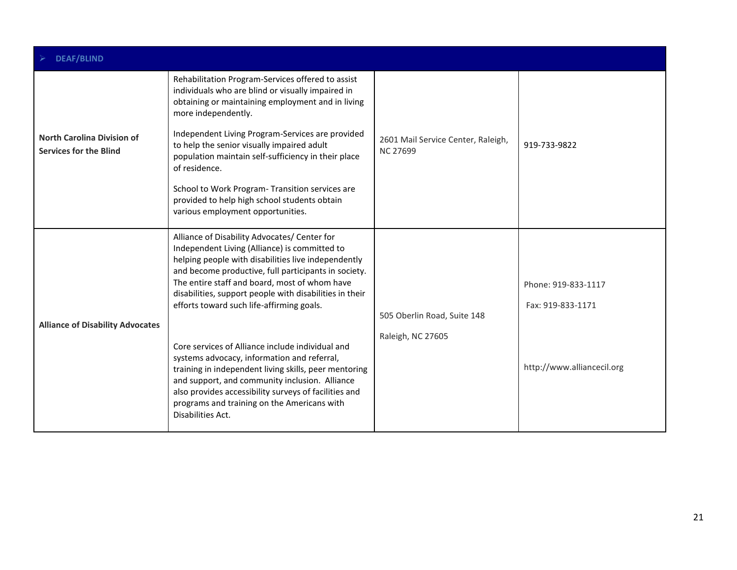| ➢ DEAF/BLIND | | | |
|---|---|---|---|
| **North Carolina Division of Services for the Blind** | Rehabilitation Program-Services offered to assist individuals who are blind or visually impaired in obtaining or maintaining employment and in living more independently.<br><br>Independent Living Program-Services are provided to help the senior visually impaired adult population maintain self-sufficiency in their place of residence.<br><br>School to Work Program- Transition services are provided to help high school students obtain various employment opportunities. | 2601 Mail Service Center, Raleigh, NC 27699 | 919-733-9822 |
| **Alliance of Disability Advocates** | Alliance of Disability Advocates/ Center for Independent Living (Alliance) is committed to helping people with disabilities live independently and become productive, full participants in society. The entire staff and board, most of whom have disabilities, support people with disabilities in their efforts toward such life-affirming goals.<br><br>Core services of Alliance include individual and systems advocacy, information and referral, training in independent living skills, peer mentoring and support, and community inclusion. Alliance also provides accessibility surveys of facilities and programs and training on the Americans with Disabilities Act. | 505 Oberlin Road, Suite 148<br><br>Raleigh, NC 27605 | Phone: 919-833-1117<br><br>Fax: 919-833-1171<br><br>http://www.alliancecil.org |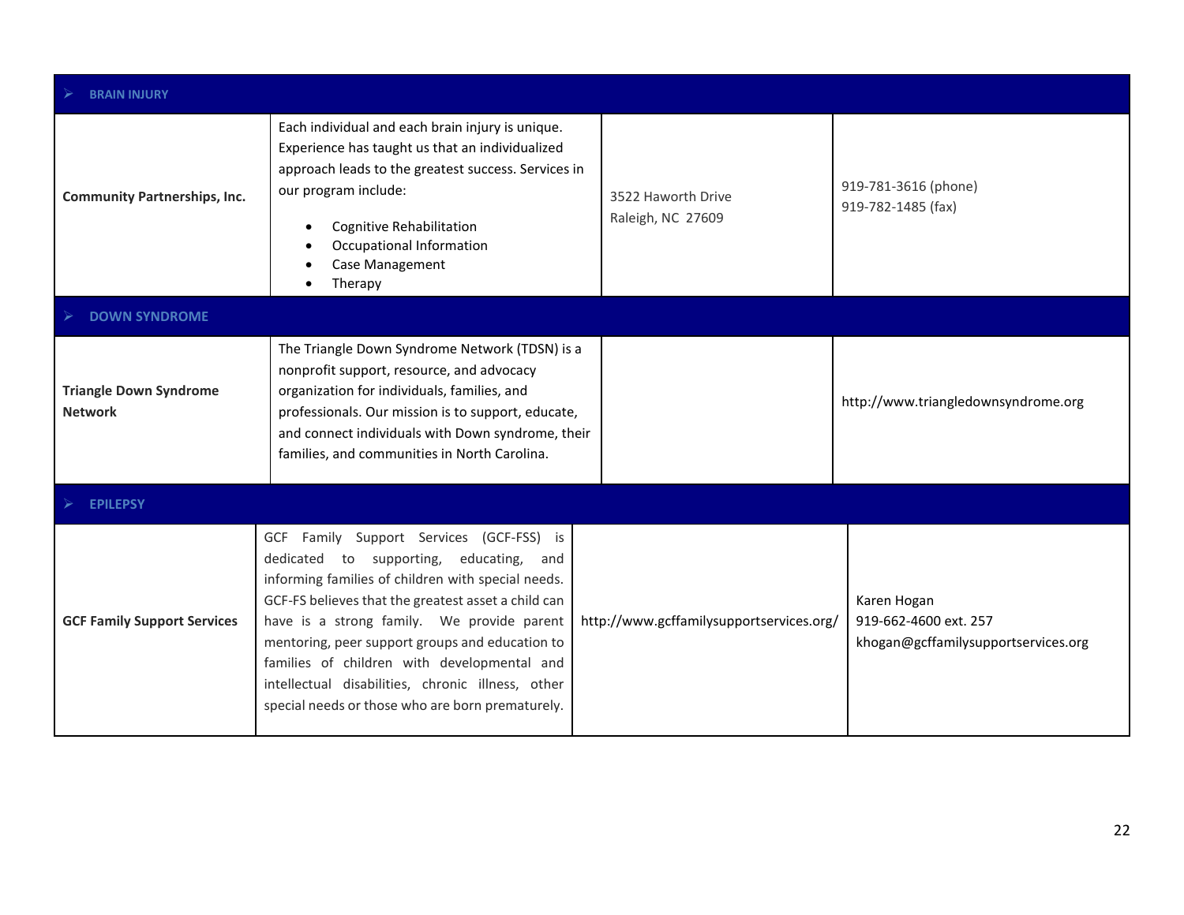| ➢ **BRAIN INJURY** | | | |
|---|---|---|---|
| **Community Partnerships, Inc.** | Each individual and each brain injury is unique. Experience has taught us that an individualized approach leads to the greatest success. Services in our program include:<br>• Cognitive Rehabilitation<br>• Occupational Information<br>• Case Management<br>• Therapy | 3522 Haworth Drive<br>Raleigh, NC 27609 | 919-781-3616 (phone)<br>919-782-1485 (fax) |
| ➢ **DOWN SYNDROME** | | | |
| **Triangle Down Syndrome Network** | The Triangle Down Syndrome Network (TDSN) is a nonprofit support, resource, and advocacy organization for individuals, families, and professionals. Our mission is to support, educate, and connect individuals with Down syndrome, their families, and communities in North Carolina. | | http://www.triangledownsyndrome.org |
| ➢ **EPILEPSY** | | | |
| **GCF Family Support Services** | GCF Family Support Services (GCF-FSS) is dedicated to supporting, educating, and informing families of children with special needs. GCF-FS believes that the greatest asset a child can have is a strong family. We provide parent mentoring, peer support groups and education to families of children with developmental and intellectual disabilities, chronic illness, other special needs or those who are born prematurely. | http://www.gcffamilysupportservices.org/ | Karen Hogan<br>919-662-4600 ext. 257<br>khogan@gcffamilysupportservices.org |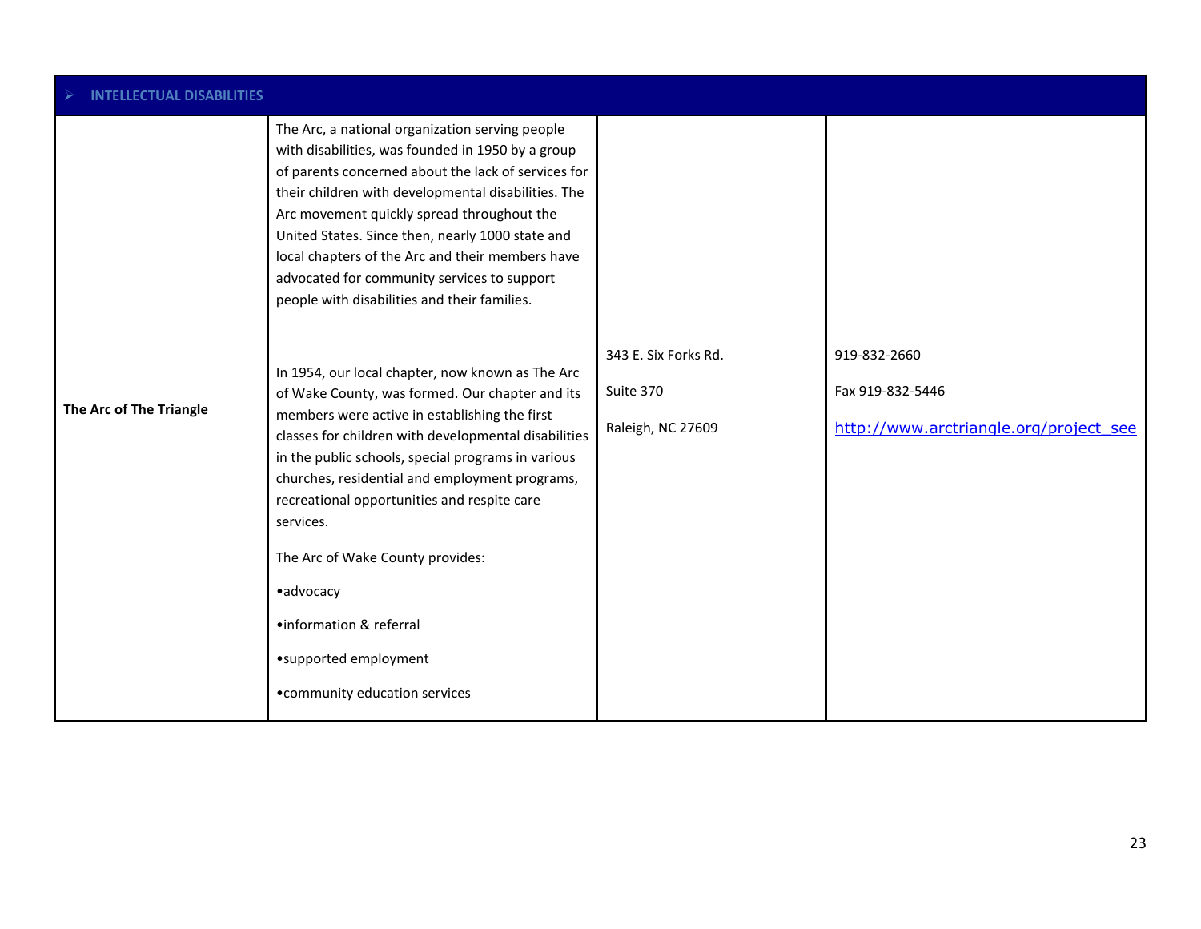| ➢ INTELLECTUAL DISABILITIES | | | |
|---|---|---|---|
| **The Arc of The Triangle** | The Arc, a national organization serving people with disabilities, was founded in 1950 by a group of parents concerned about the lack of services for their children with developmental disabilities. The Arc movement quickly spread throughout the United States. Since then, nearly 1000 state and local chapters of the Arc and their members have advocated for community services to support people with disabilities and their families.<br><br>In 1954, our local chapter, now known as The Arc of Wake County, was formed. Our chapter and its members were active in establishing the first classes for children with developmental disabilities in the public schools, special programs in various churches, residential and employment programs, recreational opportunities and respite care services.<br><br>The Arc of Wake County provides:<br><br>•advocacy<br><br>•information & referral<br><br>•supported employment<br><br>•community education services | 343 E. Six Forks Rd.<br><br>Suite 370<br><br>Raleigh, NC 27609 | 919-832-2660<br><br>Fax 919-832-5446<br><br>http://www.arctriangle.org/project_see |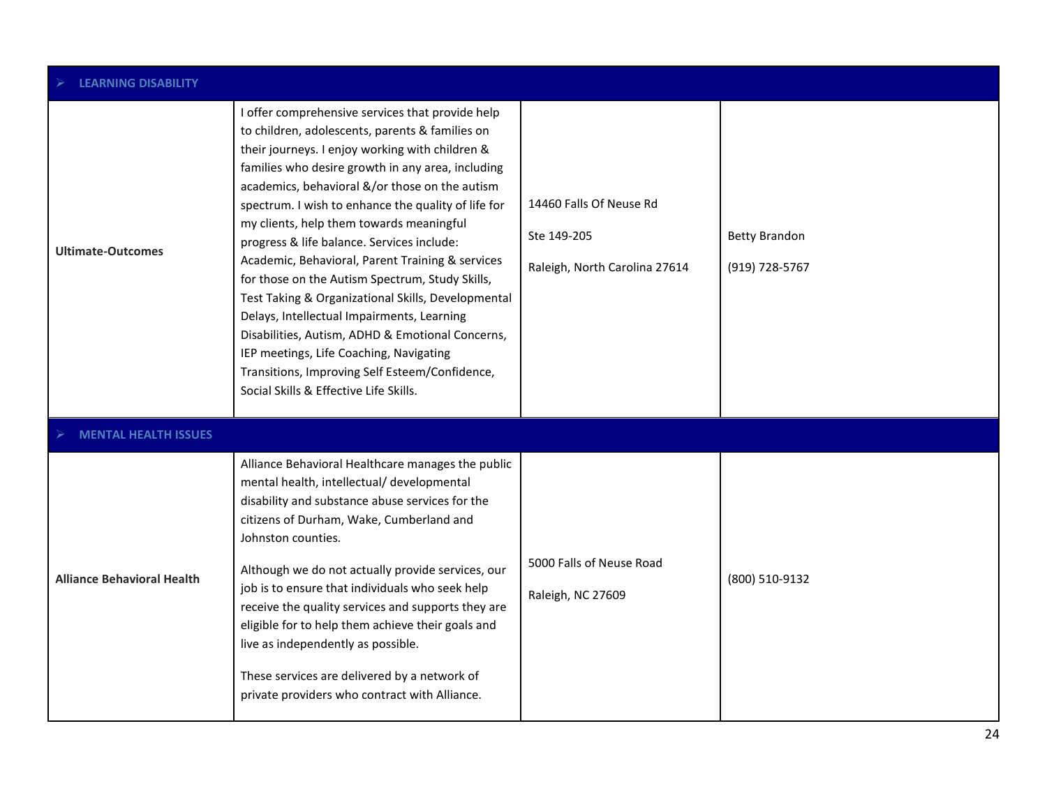| ➢ **LEARNING DISABILITY** | | | |
|---|---|---|---|
| **Ultimate-Outcomes** | I offer comprehensive services that provide help to children, adolescents, parents & families on their journeys. I enjoy working with children & families who desire growth in any area, including academics, behavioral &/or those on the autism spectrum. I wish to enhance the quality of life for my clients, help them towards meaningful progress & life balance. Services include: Academic, Behavioral, Parent Training & services for those on the Autism Spectrum, Study Skills, Test Taking & Organizational Skills, Developmental Delays, Intellectual Impairments, Learning Disabilities, Autism, ADHD & Emotional Concerns, IEP meetings, Life Coaching, Navigating Transitions, Improving Self Esteem/Confidence, Social Skills & Effective Life Skills. | 14460 Falls Of Neuse Rd<br><br>Ste 149-205<br><br>Raleigh, North Carolina 27614 | Betty Brandon<br><br>(919) 728-5767 |
| ➢ **MENTAL HEALTH ISSUES** | | | |
| **Alliance Behavioral Health** | Alliance Behavioral Healthcare manages the public mental health, intellectual/ developmental disability and substance abuse services for the citizens of Durham, Wake, Cumberland and Johnston counties.<br><br>Although we do not actually provide services, our job is to ensure that individuals who seek help receive the quality services and supports they are eligible for to help them achieve their goals and live as independently as possible.<br><br>These services are delivered by a network of private providers who contract with Alliance. | 5000 Falls of Neuse Road<br><br>Raleigh, NC 27609 | (800) 510-9132 |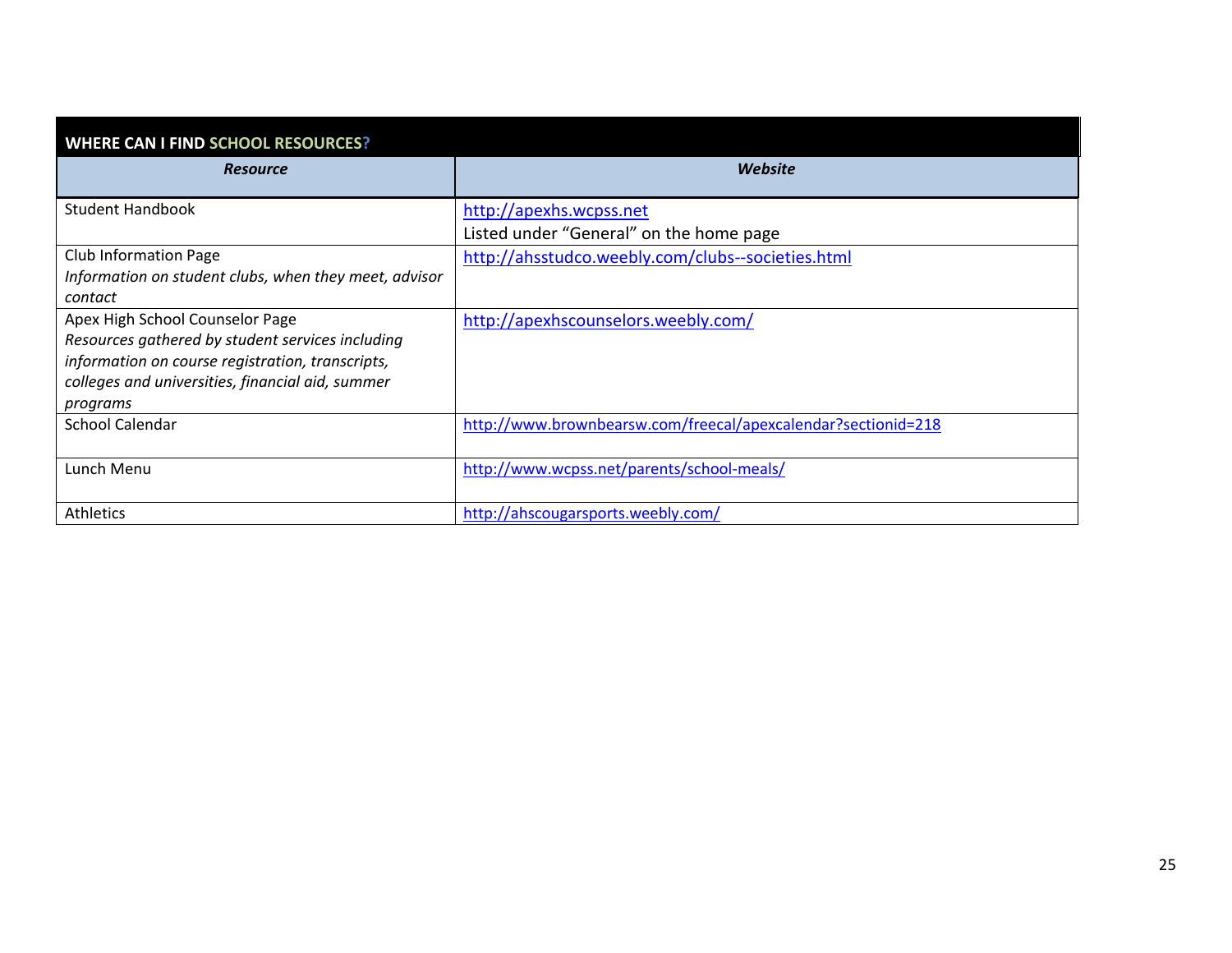## WHERE CAN I FIND SCHOOL RESOURCES?

| ***Resource*** | ***Website*** |
|---|---|
| Student Handbook | http://apexhs.wcpss.net<br>Listed under "General" on the home page |
| Club Information Page<br>*Information on student clubs, when they meet, advisor contact* | http://ahsstudco.weebly.com/clubs--societies.html |
| Apex High School Counselor Page<br>*Resources gathered by student services including information on course registration, transcripts, colleges and universities, financial aid, summer programs* | http://apexhscounselors.weebly.com/ |
| School Calendar | http://www.brownbearsw.com/freecal/apexcalendar?sectionid=218 |
| Lunch Menu | http://www.wcpss.net/parents/school-meals/ |
| Athletics | http://ahscougarsports.weebly.com/ |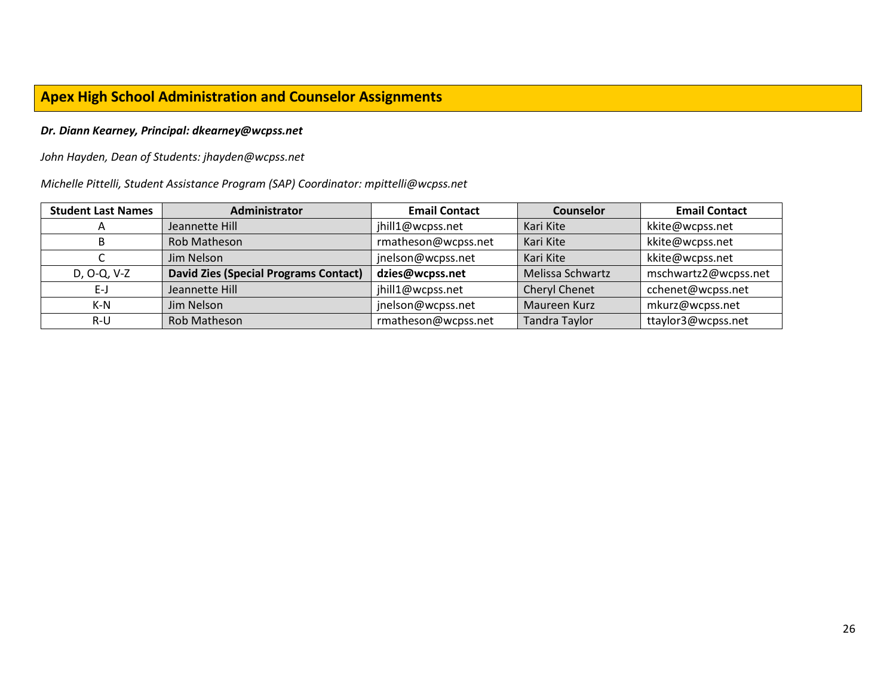## Apex High School Administration and Counselor Assignments

***Dr. Diann Kearney, Principal: dkearney@wcpss.net***

*John Hayden, Dean of Students: jhayden@wcpss.net*

*Michelle Pittelli, Student Assistance Program (SAP) Coordinator: mpittelli@wcpss.net*

| Student Last Names | Administrator | Email Contact | Counselor | Email Contact |
|---|---|---|---|---|
| A | Jeannette Hill | jhill1@wcpss.net | Kari Kite | kkite@wcpss.net |
| B | Rob Matheson | rmatheson@wcpss.net | Kari Kite | kkite@wcpss.net |
| C | Jim Nelson | jnelson@wcpss.net | Kari Kite | kkite@wcpss.net |
| D, O-Q, V-Z | **David Zies (Special Programs Contact)** | **dzies@wcpss.net** | Melissa Schwartz | mschwartz2@wcpss.net |
| E-J | Jeannette Hill | jhill1@wcpss.net | Cheryl Chenet | cchenet@wcpss.net |
| K-N | Jim Nelson | jnelson@wcpss.net | Maureen Kurz | mkurz@wcpss.net |
| R-U | Rob Matheson | rmatheson@wcpss.net | Tandra Taylor | ttaylor3@wcpss.net |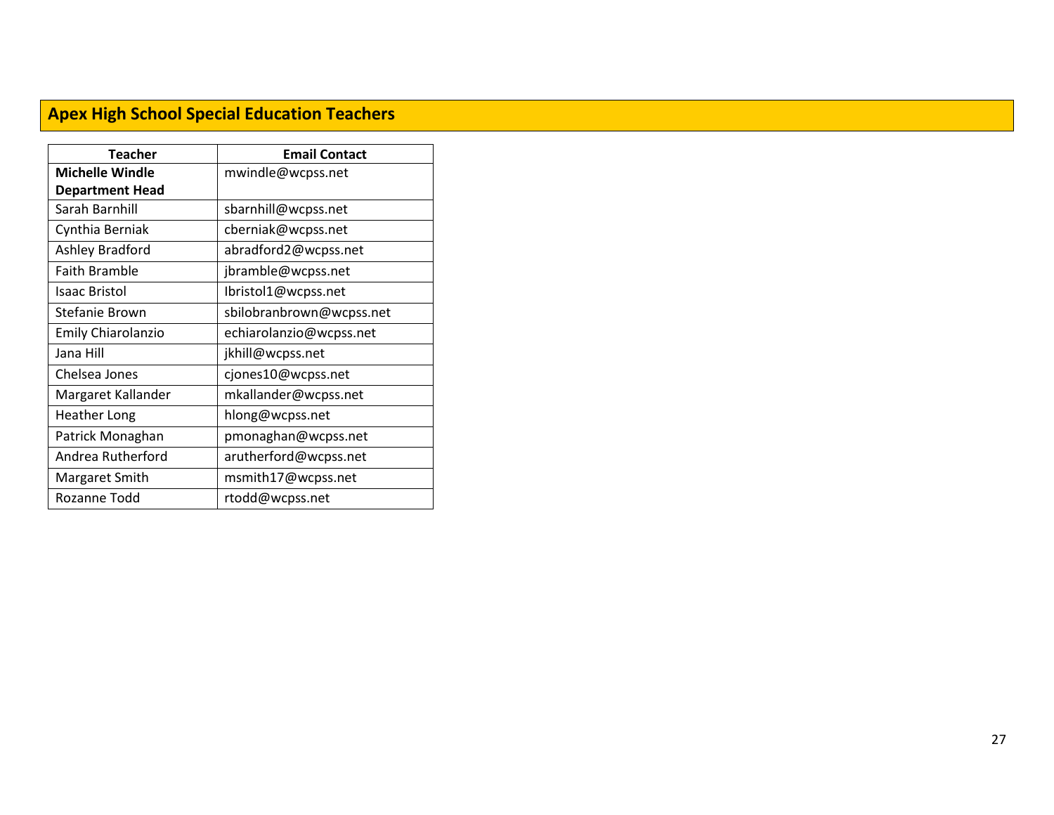## Apex High School Special Education Teachers

| Teacher | Email Contact |
|---|---|
| **Michelle Windle Department Head** | mwindle@wcpss.net |
| Sarah Barnhill | sbarnhill@wcpss.net |
| Cynthia Berniak | cberniak@wcpss.net |
| Ashley Bradford | abradford2@wcpss.net |
| Faith Bramble | jbramble@wcpss.net |
| Isaac Bristol | Ibristol1@wcpss.net |
| Stefanie Brown | sbilobranbrown@wcpss.net |
| Emily Chiarolanzio | echiarolanzio@wcpss.net |
| Jana Hill | jkhill@wcpss.net |
| Chelsea Jones | cjones10@wcpss.net |
| Margaret Kallander | mkallander@wcpss.net |
| Heather Long | hlong@wcpss.net |
| Patrick Monaghan | pmonaghan@wcpss.net |
| Andrea Rutherford | arutherford@wcpss.net |
| Margaret Smith | msmith17@wcpss.net |
| Rozanne Todd | rtodd@wcpss.net |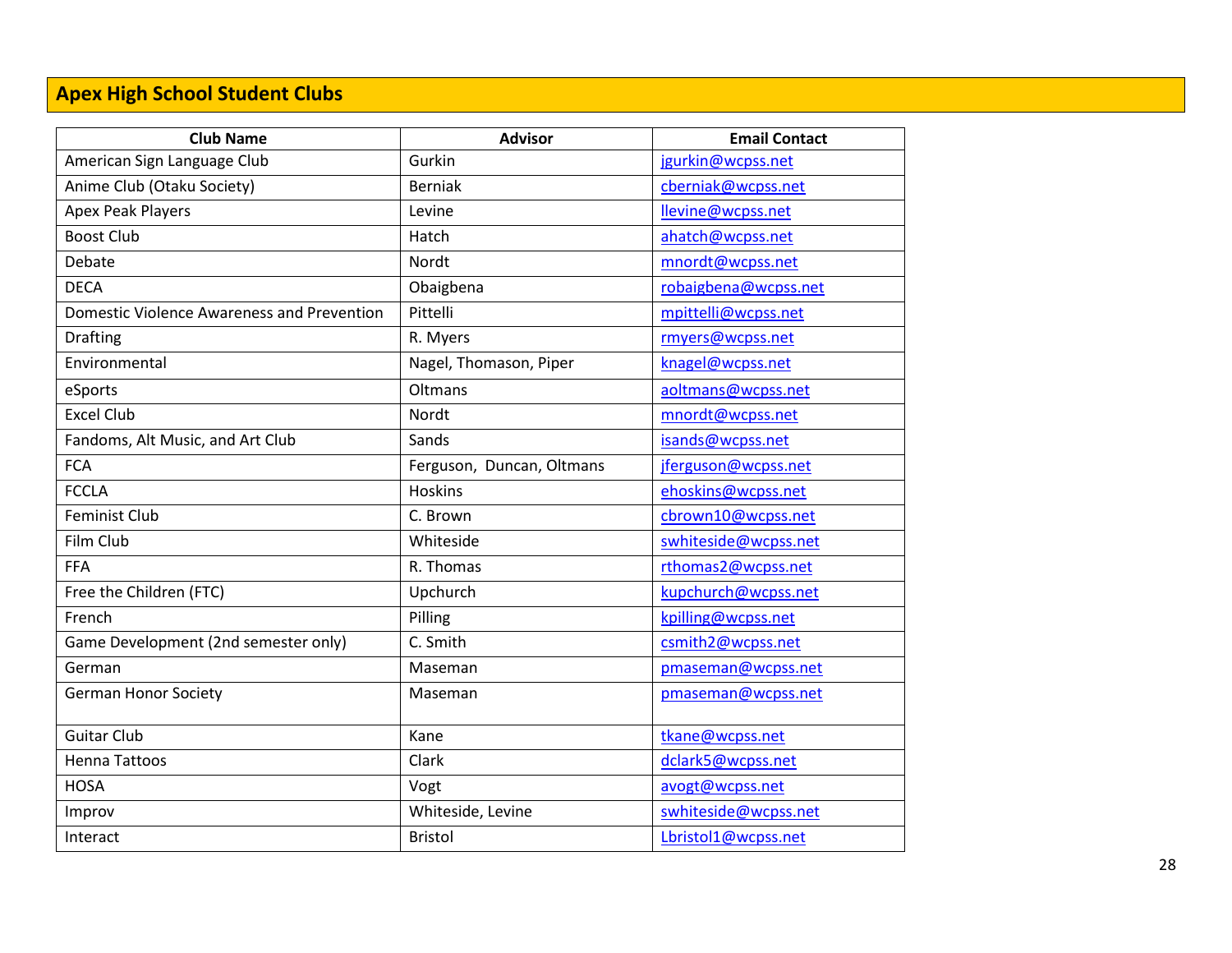## Apex High School Student Clubs

| Club Name | Advisor | Email Contact |
|---|---|---|
| American Sign Language Club | Gurkin | jgurkin@wcpss.net |
| Anime Club (Otaku Society) | Berniak | cberniak@wcpss.net |
| Apex Peak Players | Levine | llevine@wcpss.net |
| Boost Club | Hatch | ahatch@wcpss.net |
| Debate | Nordt | mnordt@wcpss.net |
| DECA | Obaigbena | robaigbena@wcpss.net |
| Domestic Violence Awareness and Prevention | Pittelli | mpittelli@wcpss.net |
| Drafting | R. Myers | rmyers@wcpss.net |
| Environmental | Nagel, Thomason, Piper | knagel@wcpss.net |
| eSports | Oltmans | aoltmans@wcpss.net |
| Excel Club | Nordt | mnordt@wcpss.net |
| Fandoms, Alt Music, and Art Club | Sands | isands@wcpss.net |
| FCA | Ferguson, Duncan, Oltmans | jferguson@wcpss.net |
| FCCLA | Hoskins | ehoskins@wcpss.net |
| Feminist Club | C. Brown | cbrown10@wcpss.net |
| Film Club | Whiteside | swhiteside@wcpss.net |
| FFA | R. Thomas | rthomas2@wcpss.net |
| Free the Children (FTC) | Upchurch | kupchurch@wcpss.net |
| French | Pilling | kpilling@wcpss.net |
| Game Development (2nd semester only) | C. Smith | csmith2@wcpss.net |
| German | Maseman | pmaseman@wcpss.net |
| German Honor Society | Maseman | pmaseman@wcpss.net |
| Guitar Club | Kane | tkane@wcpss.net |
| Henna Tattoos | Clark | dclark5@wcpss.net |
| HOSA | Vogt | avogt@wcpss.net |
| Improv | Whiteside, Levine | swhiteside@wcpss.net |
| Interact | Bristol | Lbristol1@wcpss.net |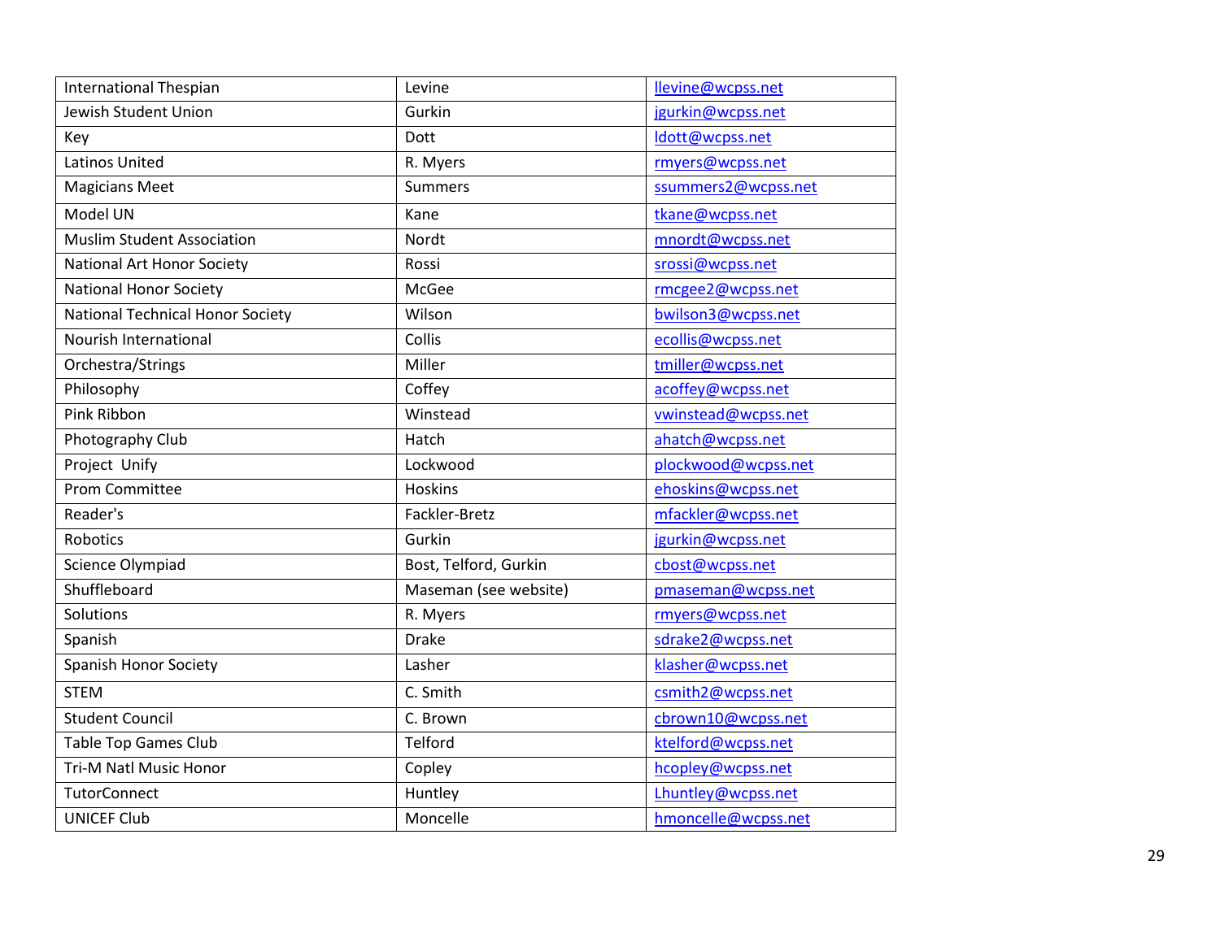| International Thespian | Levine | llevine@wcpss.net |
|---|---|---|
| Jewish Student Union | Gurkin | jgurkin@wcpss.net |
| Key | Dott | ldott@wcpss.net |
| Latinos United | R. Myers | rmyers@wcpss.net |
| Magicians Meet | Summers | ssummers2@wcpss.net |
| Model UN | Kane | tkane@wcpss.net |
| Muslim Student Association | Nordt | mnordt@wcpss.net |
| National Art Honor Society | Rossi | srossi@wcpss.net |
| National Honor Society | McGee | rmcgee2@wcpss.net |
| National Technical Honor Society | Wilson | bwilson3@wcpss.net |
| Nourish International | Collis | ecollis@wcpss.net |
| Orchestra/Strings | Miller | tmiller@wcpss.net |
| Philosophy | Coffey | acoffey@wcpss.net |
| Pink Ribbon | Winstead | vwinstead@wcpss.net |
| Photography Club | Hatch | ahatch@wcpss.net |
| Project Unify | Lockwood | plockwood@wcpss.net |
| Prom Committee | Hoskins | ehoskins@wcpss.net |
| Reader's | Fackler-Bretz | mfackler@wcpss.net |
| Robotics | Gurkin | jgurkin@wcpss.net |
| Science Olympiad | Bost, Telford, Gurkin | cbost@wcpss.net |
| Shuffleboard | Maseman (see website) | pmaseman@wcpss.net |
| Solutions | R. Myers | rmyers@wcpss.net |
| Spanish | Drake | sdrake2@wcpss.net |
| Spanish Honor Society | Lasher | klasher@wcpss.net |
| STEM | C. Smith | csmith2@wcpss.net |
| Student Council | C. Brown | cbrown10@wcpss.net |
| Table Top Games Club | Telford | ktelford@wcpss.net |
| Tri-M Natl Music Honor | Copley | hcopley@wcpss.net |
| TutorConnect | Huntley | Lhuntley@wcpss.net |
| UNICEF Club | Moncelle | hmoncelle@wcpss.net |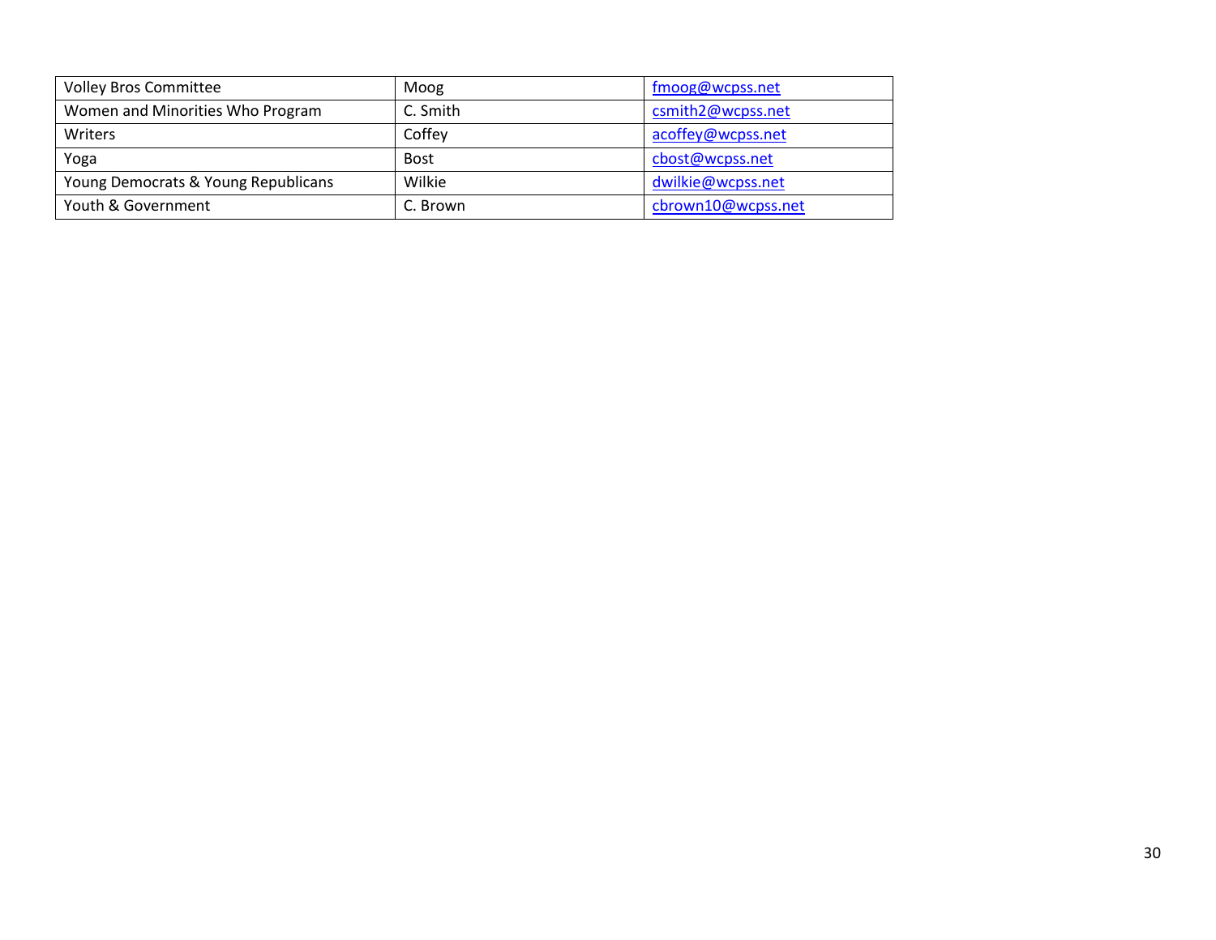| Volley Bros Committee | Moog | fmoog@wcpss.net |
|---|---|---|
| Women and Minorities Who Program | C. Smith | csmith2@wcpss.net |
| Writers | Coffey | acoffey@wcpss.net |
| Yoga | Bost | cbost@wcpss.net |
| Young Democrats & Young Republicans | Wilkie | dwilkie@wcpss.net |
| Youth & Government | C. Brown | cbrown10@wcpss.net |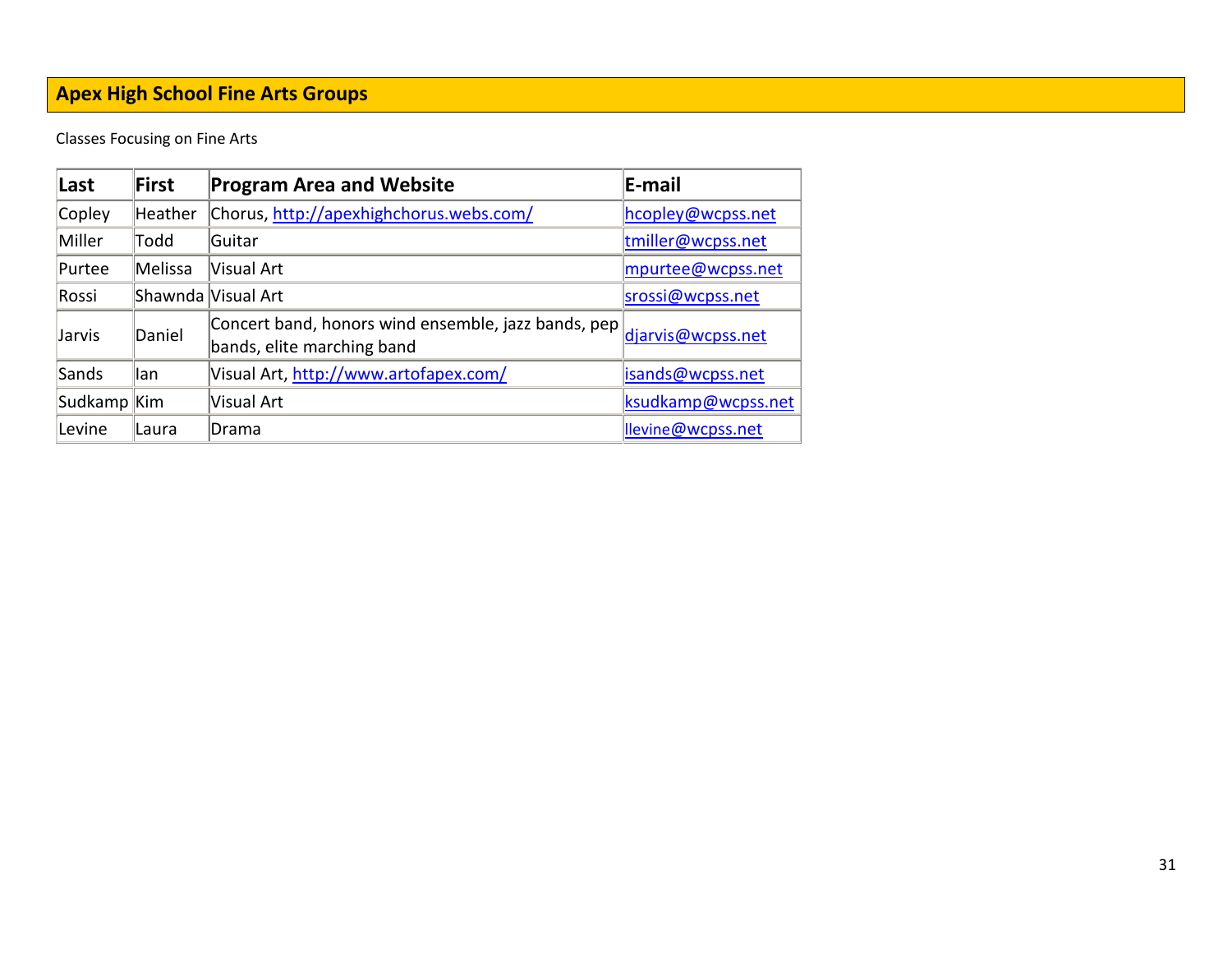## Apex High School Fine Arts Groups

Classes Focusing on Fine Arts

| Last | First | Program Area and Website | E-mail |
|---|---|---|---|
| Copley | Heather | Chorus, http://apexhighchorus.webs.com/ | hcopley@wcpss.net |
| Miller | Todd | Guitar | tmiller@wcpss.net |
| Purtee | Melissa | Visual Art | mpurtee@wcpss.net |
| Rossi | Shawnda | Visual Art | srossi@wcpss.net |
| Jarvis | Daniel | Concert band, honors wind ensemble, jazz bands, pep bands, elite marching band | djarvis@wcpss.net |
| Sands | Ian | Visual Art, http://www.artofapex.com/ | isands@wcpss.net |
| Sudkamp | Kim | Visual Art | ksudkamp@wcpss.net |
| Levine | Laura | Drama | llevine@wcpss.net |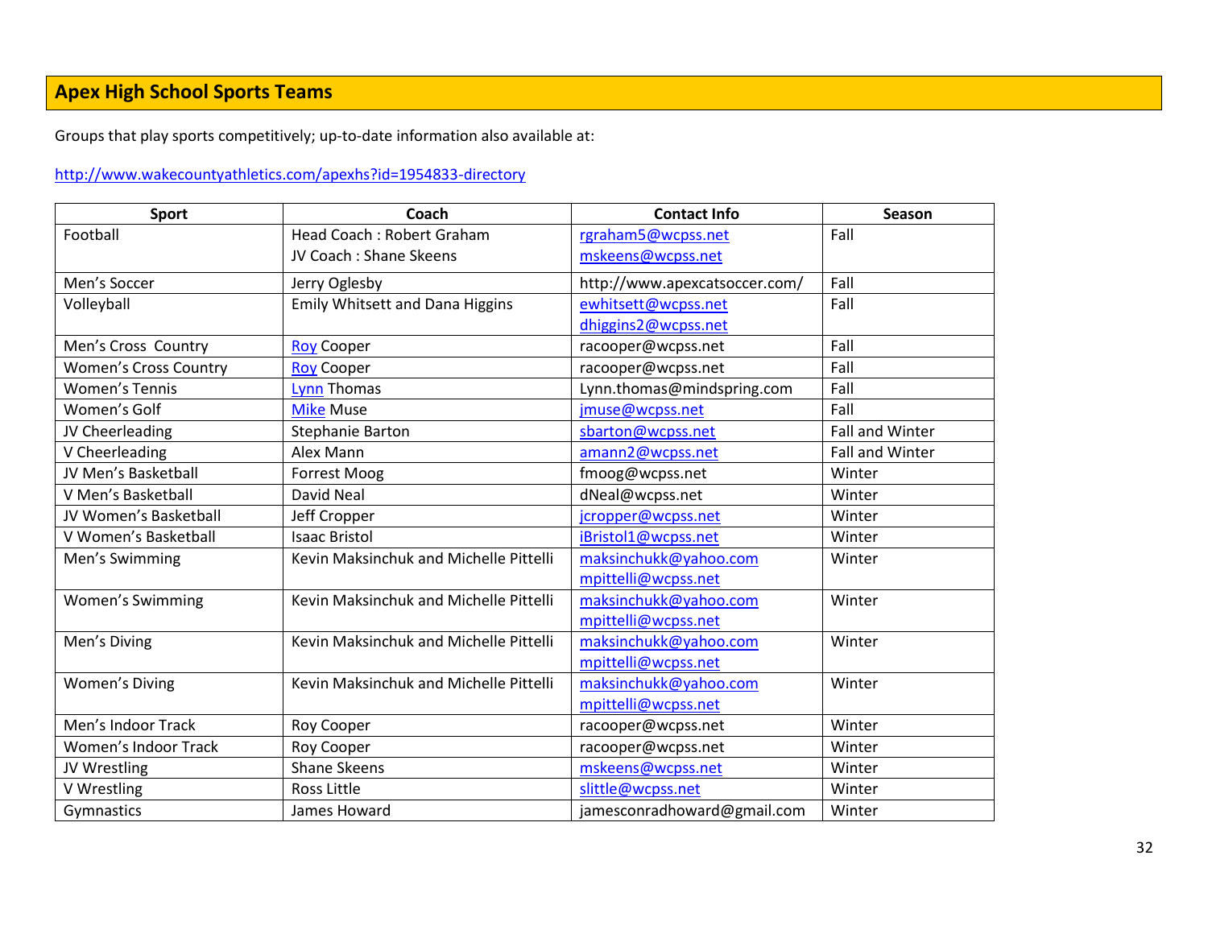## Apex High School Sports Teams

Groups that play sports competitively; up-to-date information also available at:

http://www.wakecountyathletics.com/apexhs?id=1954833-directory

| Sport | Coach | Contact Info | Season |
|---|---|---|---|
| Football | Head Coach : Robert Graham<br>JV Coach : Shane Skeens | rgraham5@wcpss.net<br>mskeens@wcpss.net | Fall |
| Men's Soccer | Jerry Oglesby | http://www.apexcatsoccer.com/ | Fall |
| Volleyball | Emily Whitsett and Dana Higgins | ewhitsett@wcpss.net<br>dhiggins2@wcpss.net | Fall |
| Men's Cross Country | Roy Cooper | racooper@wcpss.net | Fall |
| Women's Cross Country | Roy Cooper | racooper@wcpss.net | Fall |
| Women's Tennis | Lynn Thomas | Lynn.thomas@mindspring.com | Fall |
| Women's Golf | Mike Muse | jmuse@wcpss.net | Fall |
| JV Cheerleading | Stephanie Barton | sbarton@wcpss.net | Fall and Winter |
| V Cheerleading | Alex Mann | amann2@wcpss.net | Fall and Winter |
| JV Men's Basketball | Forrest Moog | fmoog@wcpss.net | Winter |
| V Men's Basketball | David Neal | dNeal@wcpss.net | Winter |
| JV Women's Basketball | Jeff Cropper | jcropper@wcpss.net | Winter |
| V Women's Basketball | Isaac Bristol | iBristol1@wcpss.net | Winter |
| Men's Swimming | Kevin Maksinchuk and Michelle Pittelli | maksinchukk@yahoo.com<br>mpittelli@wcpss.net | Winter |
| Women's Swimming | Kevin Maksinchuk and Michelle Pittelli | maksinchukk@yahoo.com<br>mpittelli@wcpss.net | Winter |
| Men's Diving | Kevin Maksinchuk and Michelle Pittelli | maksinchukk@yahoo.com<br>mpittelli@wcpss.net | Winter |
| Women's Diving | Kevin Maksinchuk and Michelle Pittelli | maksinchukk@yahoo.com<br>mpittelli@wcpss.net | Winter |
| Men's Indoor Track | Roy Cooper | racooper@wcpss.net | Winter |
| Women's Indoor Track | Roy Cooper | racooper@wcpss.net | Winter |
| JV Wrestling | Shane Skeens | mskeens@wcpss.net | Winter |
| V Wrestling | Ross Little | slittle@wcpss.net | Winter |
| Gymnastics | James Howard | jamesconradhoward@gmail.com | Winter |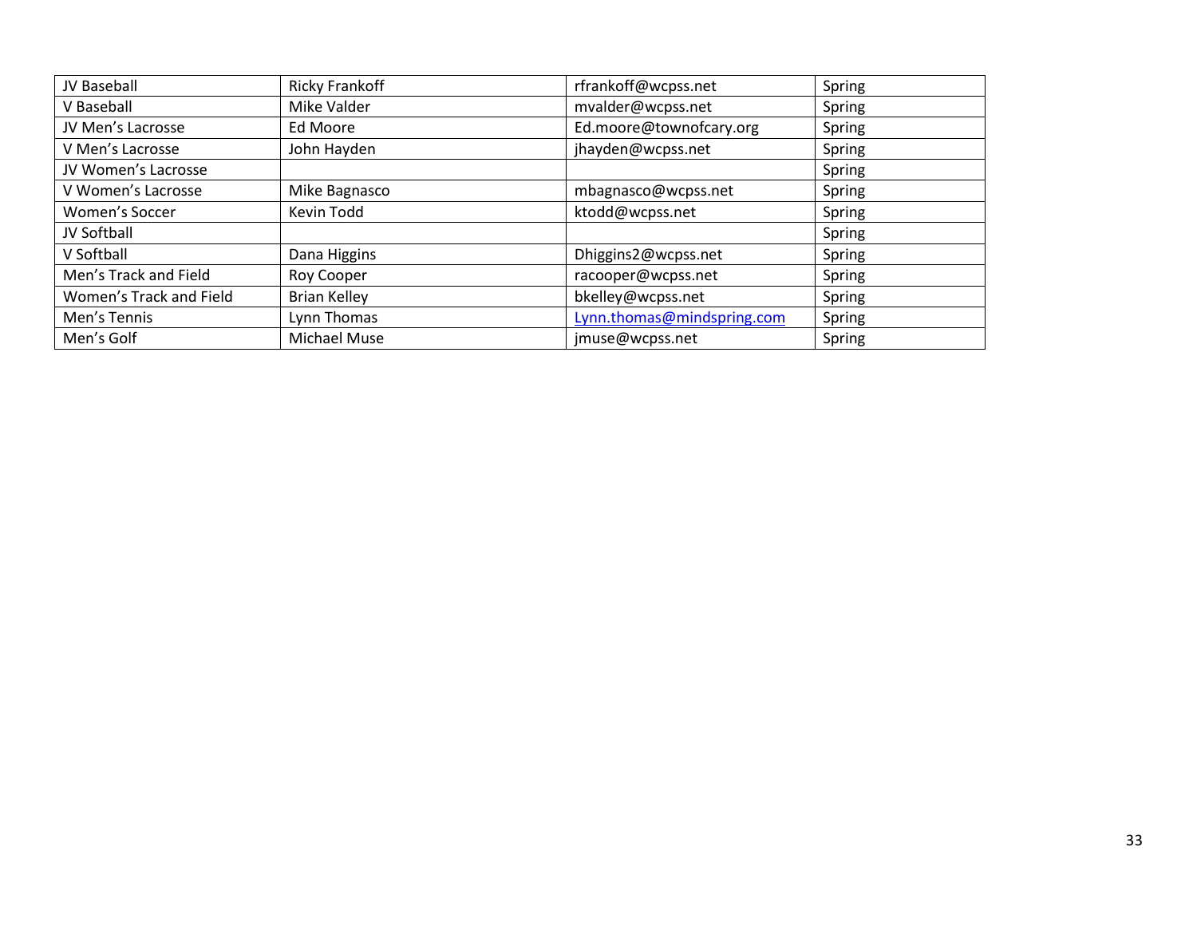| JV Baseball | Ricky Frankoff | rfrankoff@wcpss.net | Spring |
|---|---|---|---|
| V Baseball | Mike Valder | mvalder@wcpss.net | Spring |
| JV Men's Lacrosse | Ed Moore | Ed.moore@townofcary.org | Spring |
| V Men's Lacrosse | John Hayden | jhayden@wcpss.net | Spring |
| JV Women's Lacrosse | | | Spring |
| V Women's Lacrosse | Mike Bagnasco | mbagnasco@wcpss.net | Spring |
| Women's Soccer | Kevin Todd | ktodd@wcpss.net | Spring |
| JV Softball | | | Spring |
| V Softball | Dana Higgins | Dhiggins2@wcpss.net | Spring |
| Men's Track and Field | Roy Cooper | racooper@wcpss.net | Spring |
| Women's Track and Field | Brian Kelley | bkelley@wcpss.net | Spring |
| Men's Tennis | Lynn Thomas | Lynn.thomas@mindspring.com | Spring |
| Men's Golf | Michael Muse | jmuse@wcpss.net | Spring |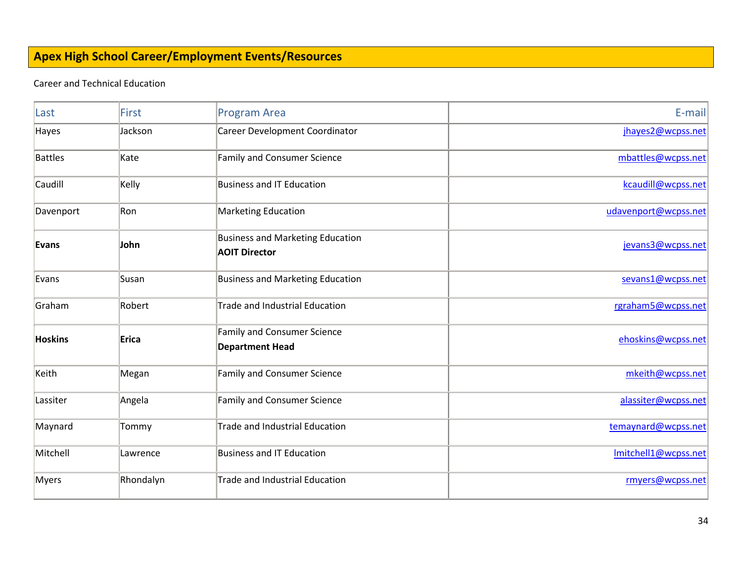## Apex High School Career/Employment Events/Resources

Career and Technical Education

| Last | First | Program Area | E-mail |
|---|---|---|---|
| Hayes | Jackson | Career Development Coordinator | jhayes2@wcpss.net |
| Battles | Kate | Family and Consumer Science | mbattles@wcpss.net |
| Caudill | Kelly | Business and IT Education | kcaudill@wcpss.net |
| Davenport | Ron | Marketing Education | udavenport@wcpss.net |
| **Evans** | **John** | Business and Marketing Education<br>**AOIT Director** | jevans3@wcpss.net |
| Evans | Susan | Business and Marketing Education | sevans1@wcpss.net |
| Graham | Robert | Trade and Industrial Education | rgraham5@wcpss.net |
| **Hoskins** | **Erica** | Family and Consumer Science<br>**Department Head** | ehoskins@wcpss.net |
| Keith | Megan | Family and Consumer Science | mkeith@wcpss.net |
| Lassiter | Angela | Family and Consumer Science | alassiter@wcpss.net |
| Maynard | Tommy | Trade and Industrial Education | temaynard@wcpss.net |
| Mitchell | Lawrence | Business and IT Education | lmitchell1@wcpss.net |
| Myers | Rhondalyn | Trade and Industrial Education | rmyers@wcpss.net |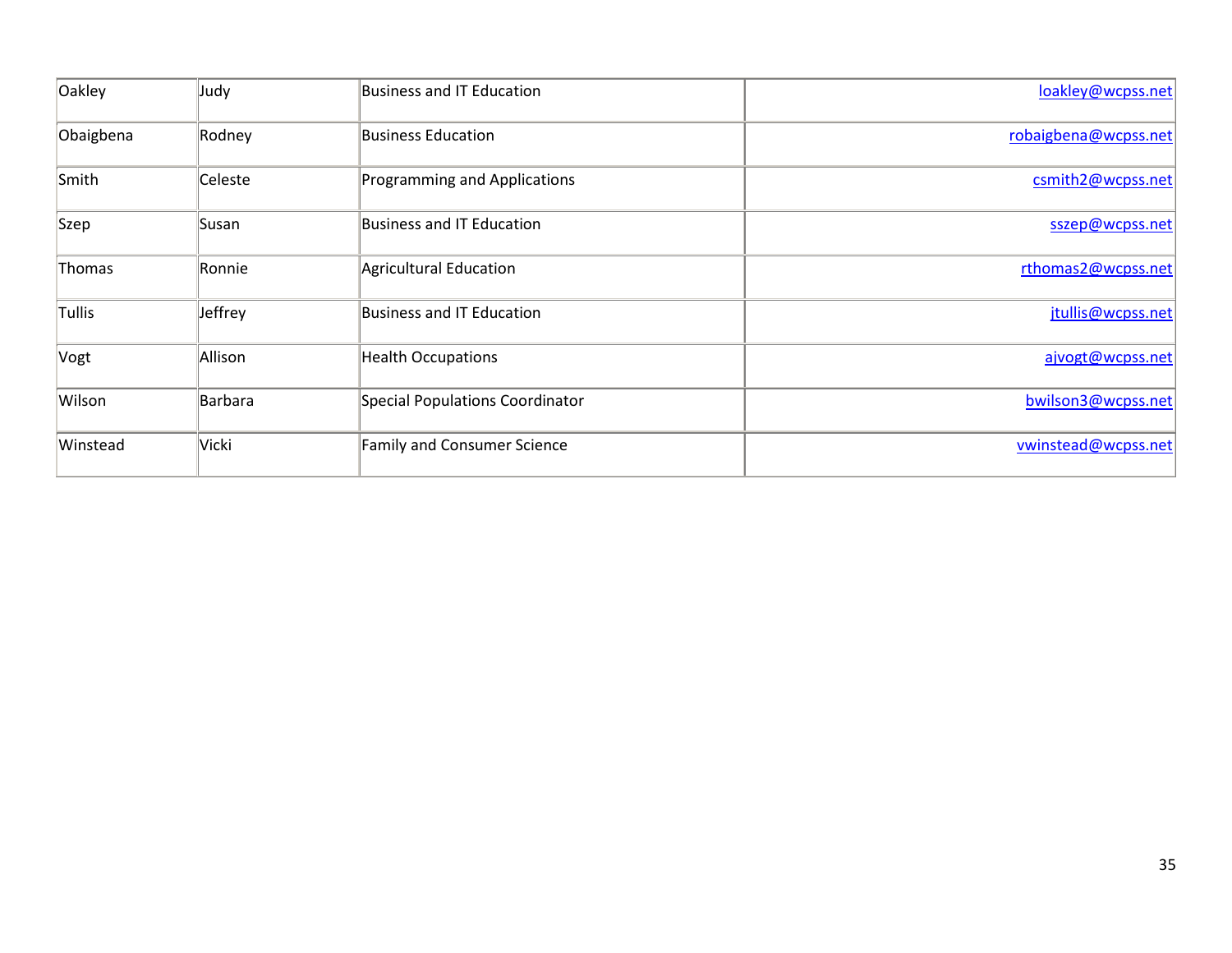| Oakley | Judy | Business and IT Education | loakley@wcpss.net |
|---|---|---|---|
| Obaigbena | Rodney | Business Education | robaigbena@wcpss.net |
| Smith | Celeste | Programming and Applications | csmith2@wcpss.net |
| Szep | Susan | Business and IT Education | sszep@wcpss.net |
| Thomas | Ronnie | Agricultural Education | rthomas2@wcpss.net |
| Tullis | Jeffrey | Business and IT Education | jtullis@wcpss.net |
| Vogt | Allison | Health Occupations | ajvogt@wcpss.net |
| Wilson | Barbara | Special Populations Coordinator | bwilson3@wcpss.net |
| Winstead | Vicki | Family and Consumer Science | vwinstead@wcpss.net |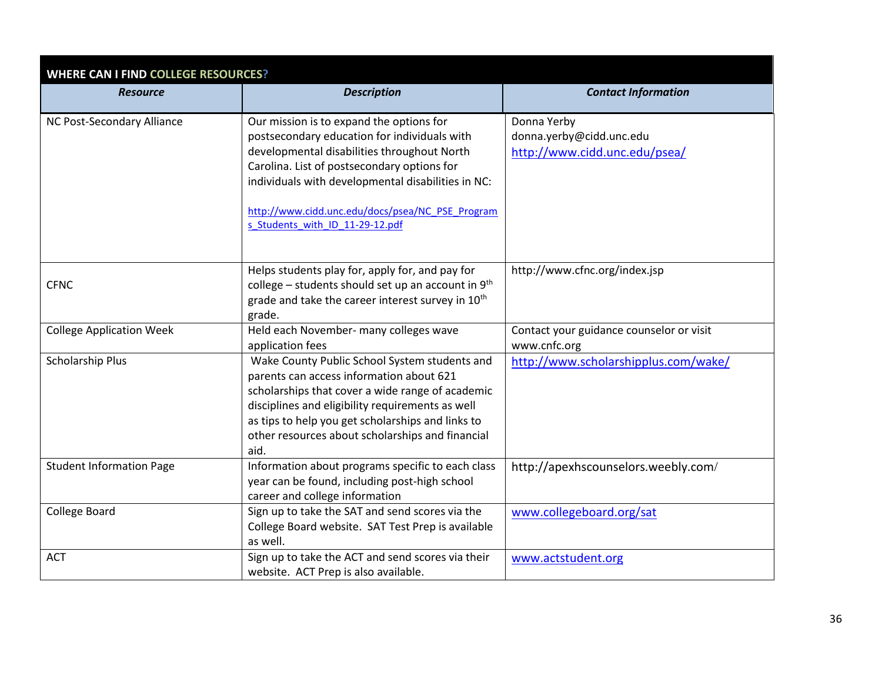## WHERE CAN I FIND COLLEGE RESOURCES?

| *Resource* | *Description* | *Contact Information* |
|---|---|---|
| NC Post-Secondary Alliance | Our mission is to expand the options for postsecondary education for individuals with developmental disabilities throughout North Carolina. List of postsecondary options for individuals with developmental disabilities in NC: http://www.cidd.unc.edu/docs/psea/NC_PSE_Programs_Students_with_ID_11-29-12.pdf | Donna Yerby donna.yerby@cidd.unc.edu http://www.cidd.unc.edu/psea/ |
| CFNC | Helps students play for, apply for, and pay for college – students should set up an account in 9th grade and take the career interest survey in 10th grade. | http://www.cfnc.org/index.jsp |
| College Application Week | Held each November- many colleges wave application fees | Contact your guidance counselor or visit www.cnfc.org |
| Scholarship Plus | Wake County Public School System students and parents can access information about 621 scholarships that cover a wide range of academic disciplines and eligibility requirements as well as tips to help you get scholarships and links to other resources about scholarships and financial aid. | http://www.scholarshipplus.com/wake/ |
| Student Information Page | Information about programs specific to each class year can be found, including post-high school career and college information | http://apexhscounselors.weebly.com/ |
| College Board | Sign up to take the SAT and send scores via the College Board website. SAT Test Prep is available as well. | www.collegeboard.org/sat |
| ACT | Sign up to take the ACT and send scores via their website. ACT Prep is also available. | www.actstudent.org |